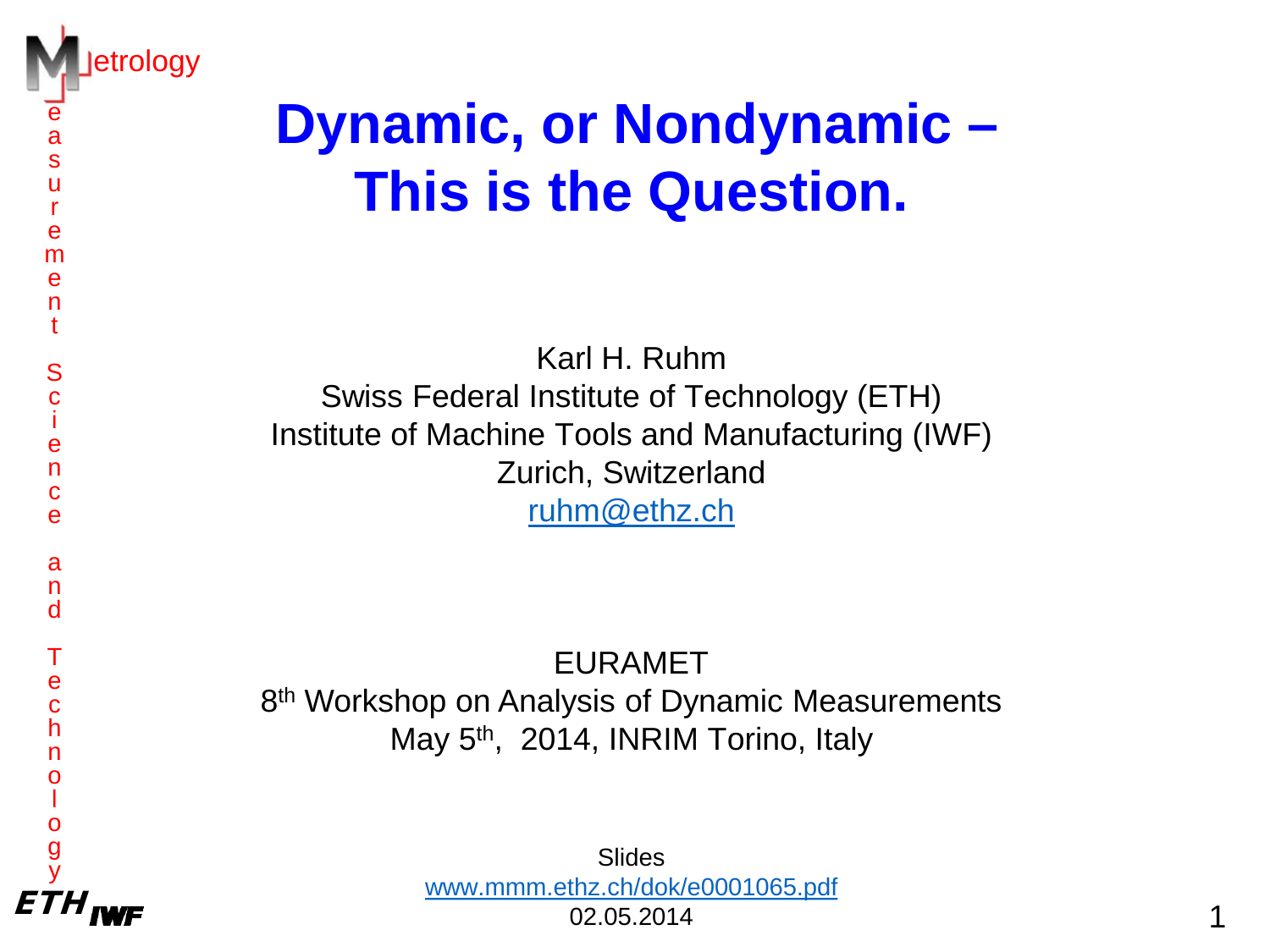# Dynamic, or Nondynamic – This is the Question.

Karl H. Ruhm
Swiss Federal Institute of Technology (ETH)
Institute of Machine Tools and Manufacturing (IWF)
Zurich, Switzerland
ruhm@ethz.ch

EURAMET
8th Workshop on Analysis of Dynamic Measurements
May 5th, 2014, INRIM Torino, Italy

Slides
www.mmm.ethz.ch/dok/e0001065.pdf
02.05.2014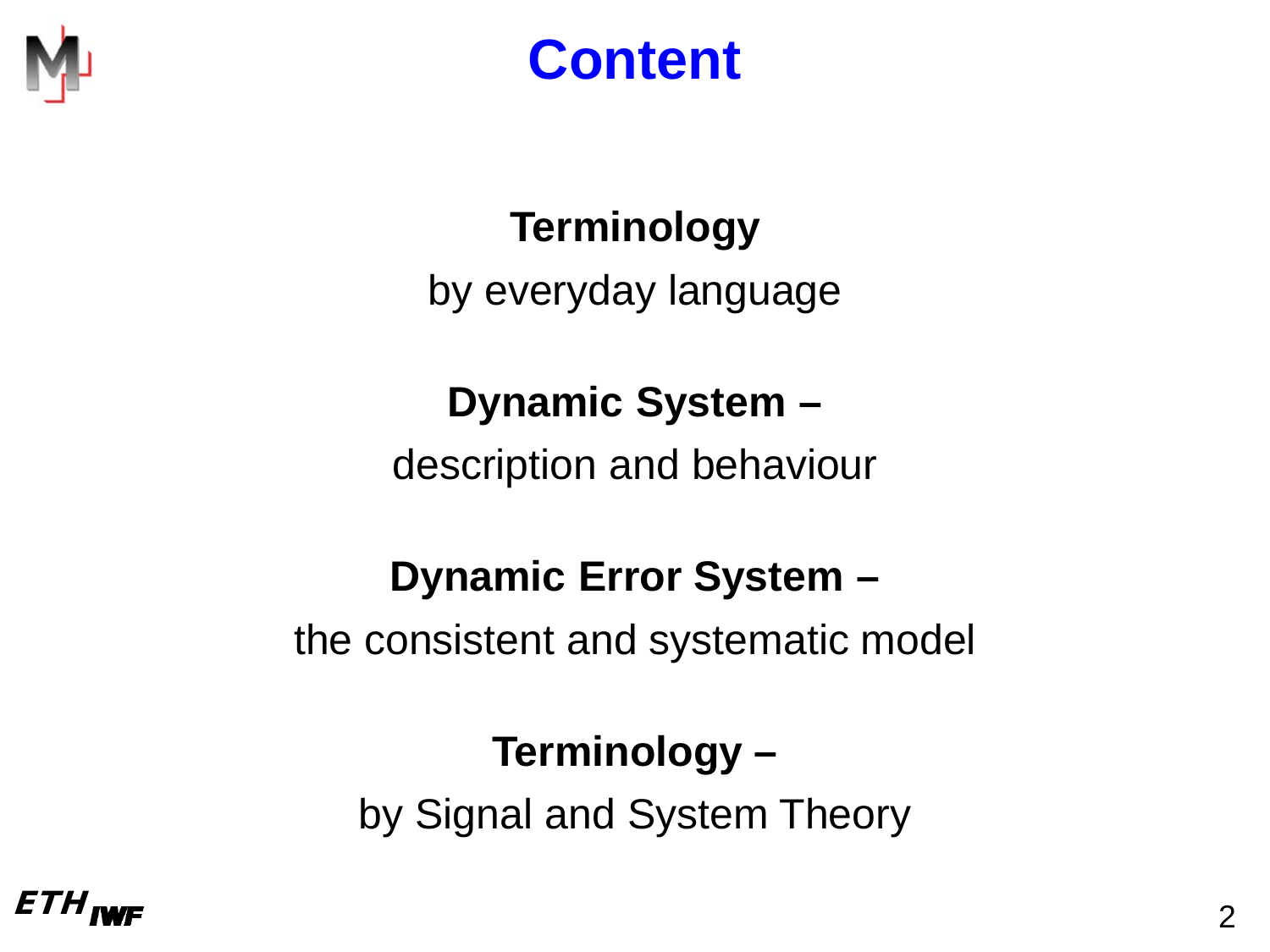# Content

**Terminology**

by everyday language

**Dynamic System –**

description and behaviour

**Dynamic Error System –**

the consistent and systematic model

**Terminology –**

by Signal and System Theory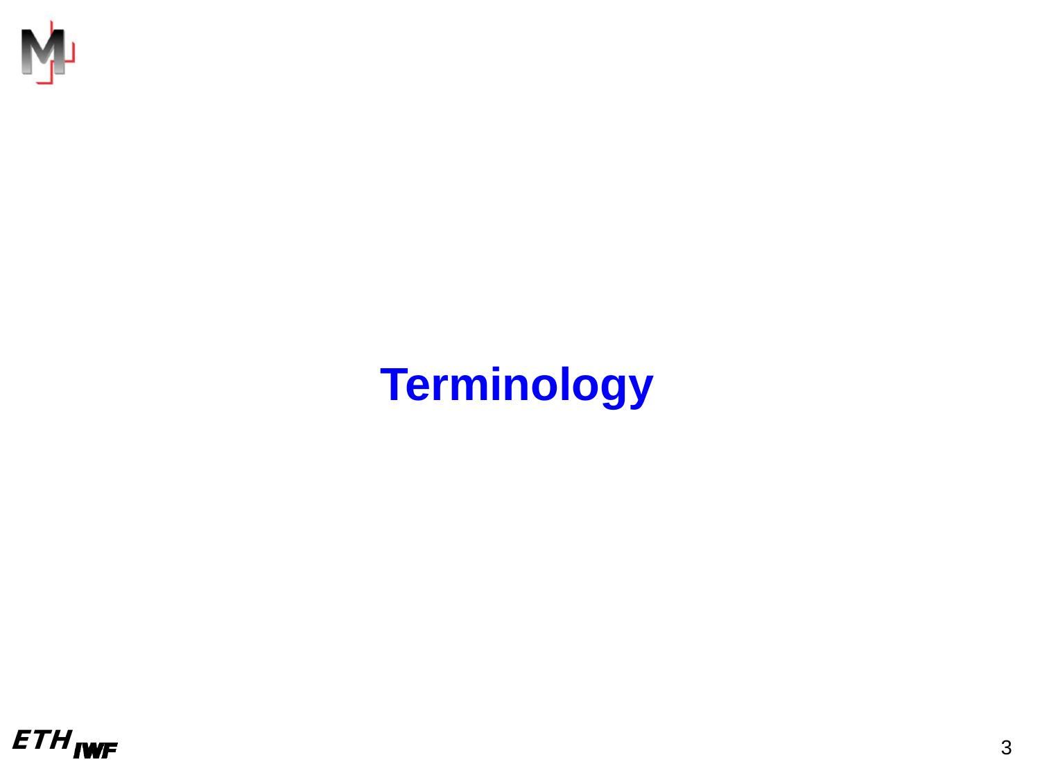# Terminology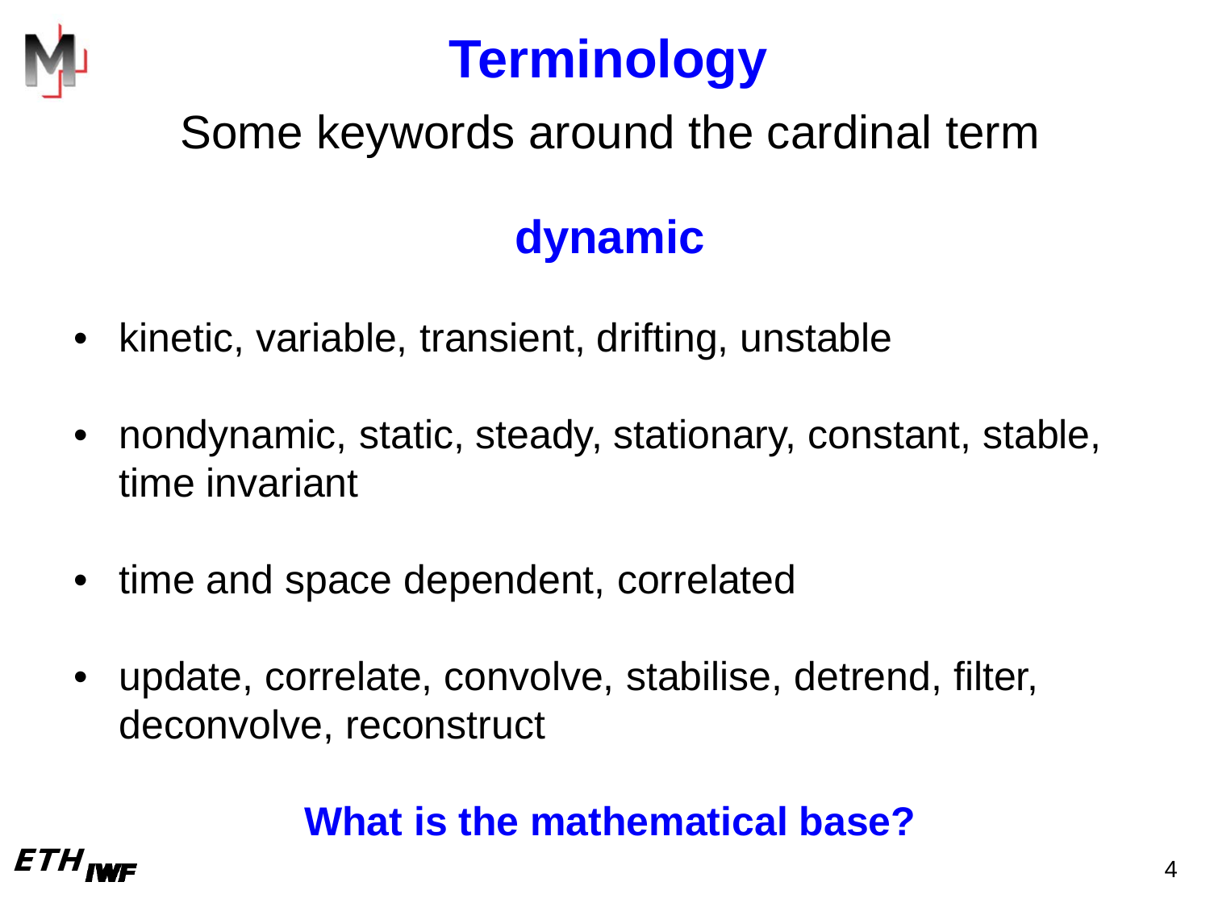# Terminology

Some keywords around the cardinal term

## dynamic

- kinetic, variable, transient, drifting, unstable
- nondynamic, static, steady, stationary, constant, stable, time invariant
- time and space dependent, correlated
- update, correlate, convolve, stabilise, detrend, filter, deconvolve, reconstruct

**What is the mathematical base?**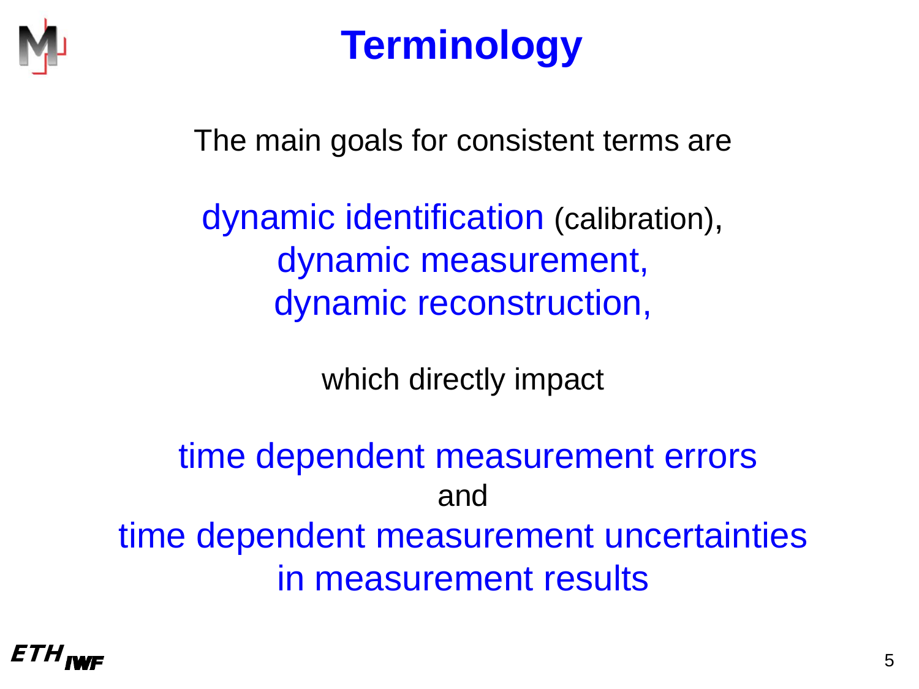# Terminology

The main goals for consistent terms are

dynamic identification (calibration),
dynamic measurement,
dynamic reconstruction,

which directly impact

time dependent measurement errors
and
time dependent measurement uncertainties
in measurement results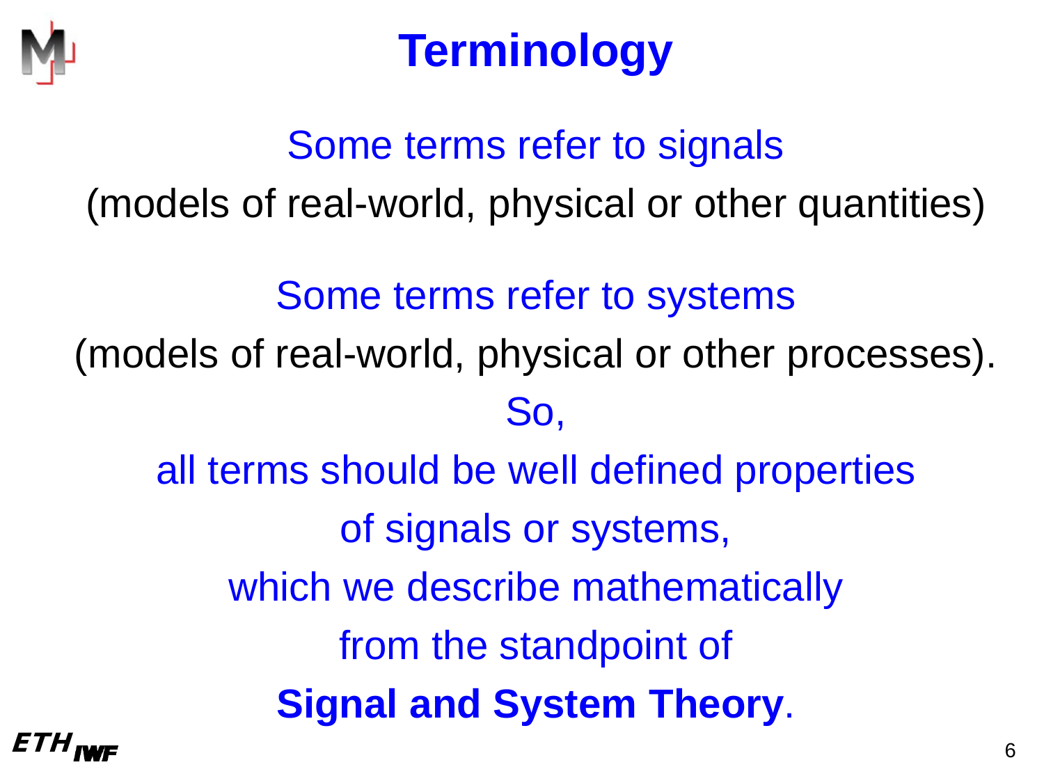# Terminology

Some terms refer to signals

(models of real-world, physical or other quantities)

Some terms refer to systems

(models of real-world, physical or other processes).

So,

all terms should be well defined properties

of signals or systems,

which we describe mathematically

from the standpoint of

**Signal and System Theory**.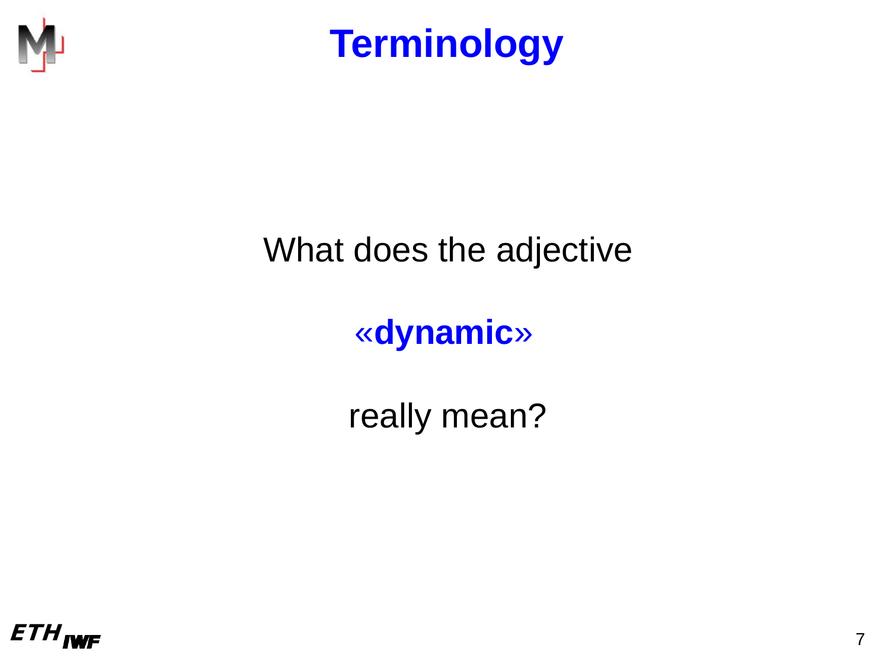# Terminology

What does the adjective

**«dynamic»**

really mean?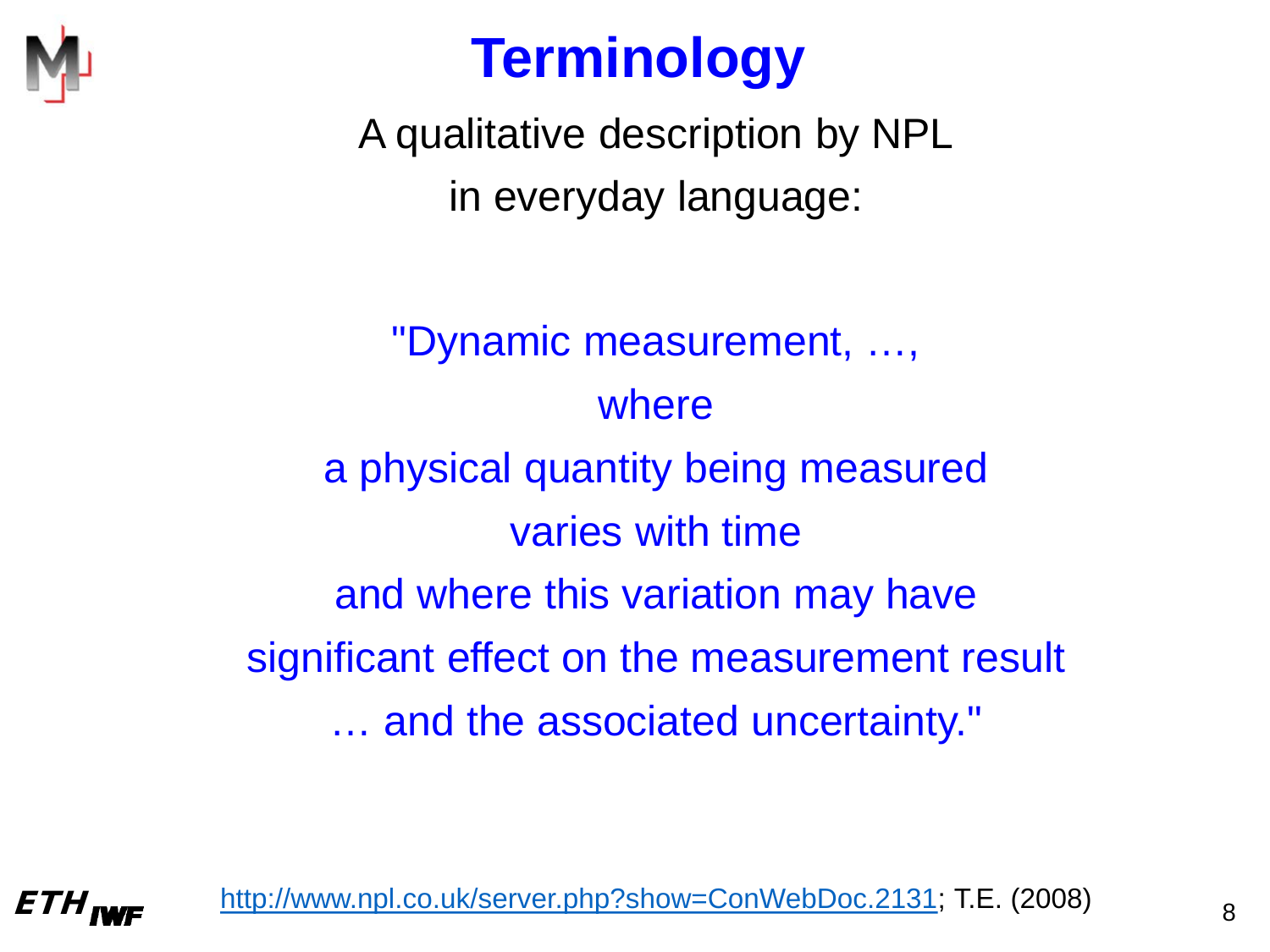# Terminology

A qualitative description by NPL in everyday language:

"Dynamic measurement, …,
where
a physical quantity being measured
varies with time
and where this variation may have
significant effect on the measurement result
… and the associated uncertainty."

[http://www.npl.co.uk/server.php?show=ConWebDoc.2131](http://www.npl.co.uk/server.php?show=ConWebDoc.2131); T.E. (2008)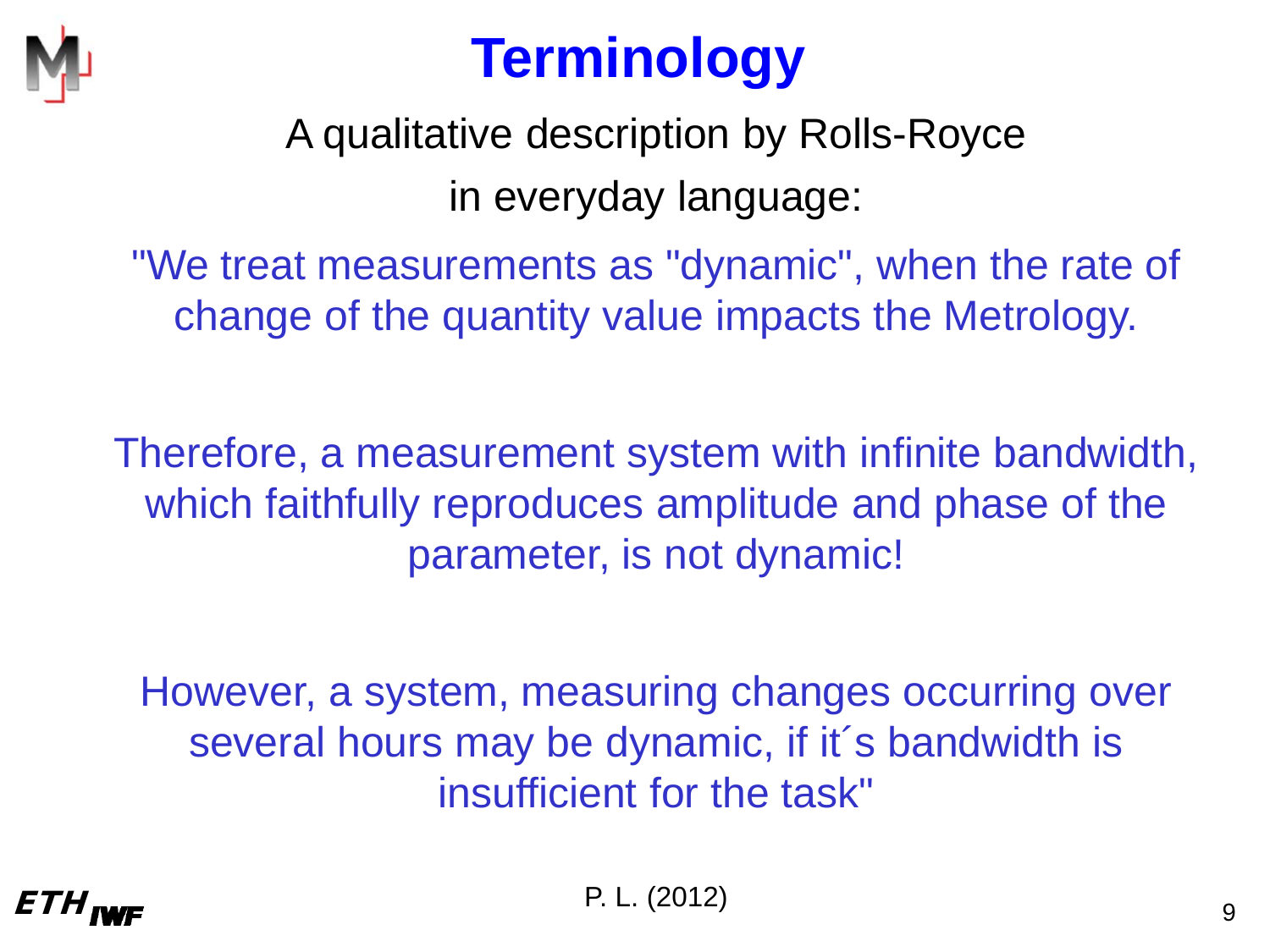# Terminology

A qualitative description by Rolls-Royce

in everyday language:

"We treat measurements as "dynamic", when the rate of change of the quantity value impacts the Metrology.

Therefore, a measurement system with infinite bandwidth, which faithfully reproduces amplitude and phase of the parameter, is not dynamic!

However, a system, measuring changes occurring over several hours may be dynamic, if it´s bandwidth is insufficient for the task"

P. L. (2012)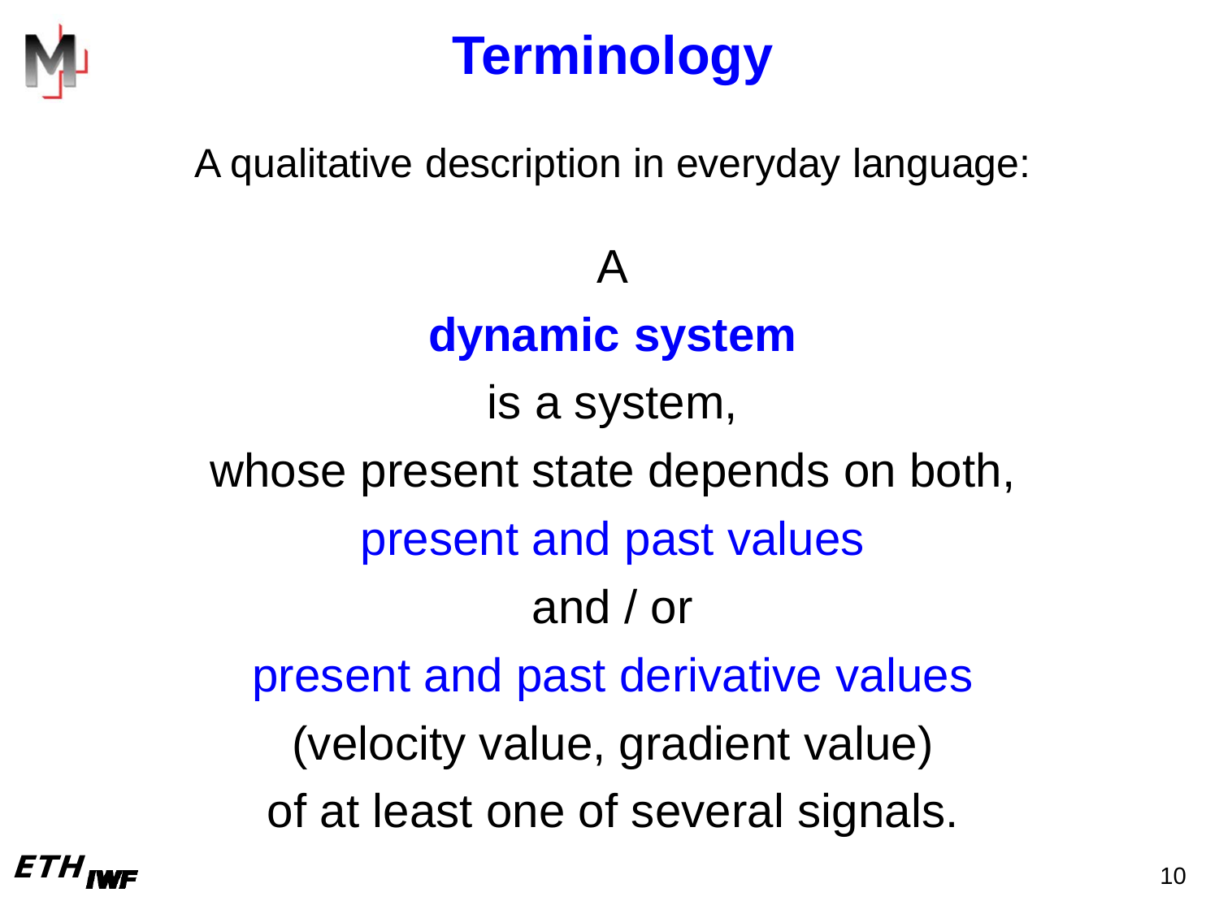# Terminology

A qualitative description in everyday language:

A

**dynamic system**

is a system,

whose present state depends on both,

present and past values

and / or

present and past derivative values

(velocity value, gradient value)

of at least one of several signals.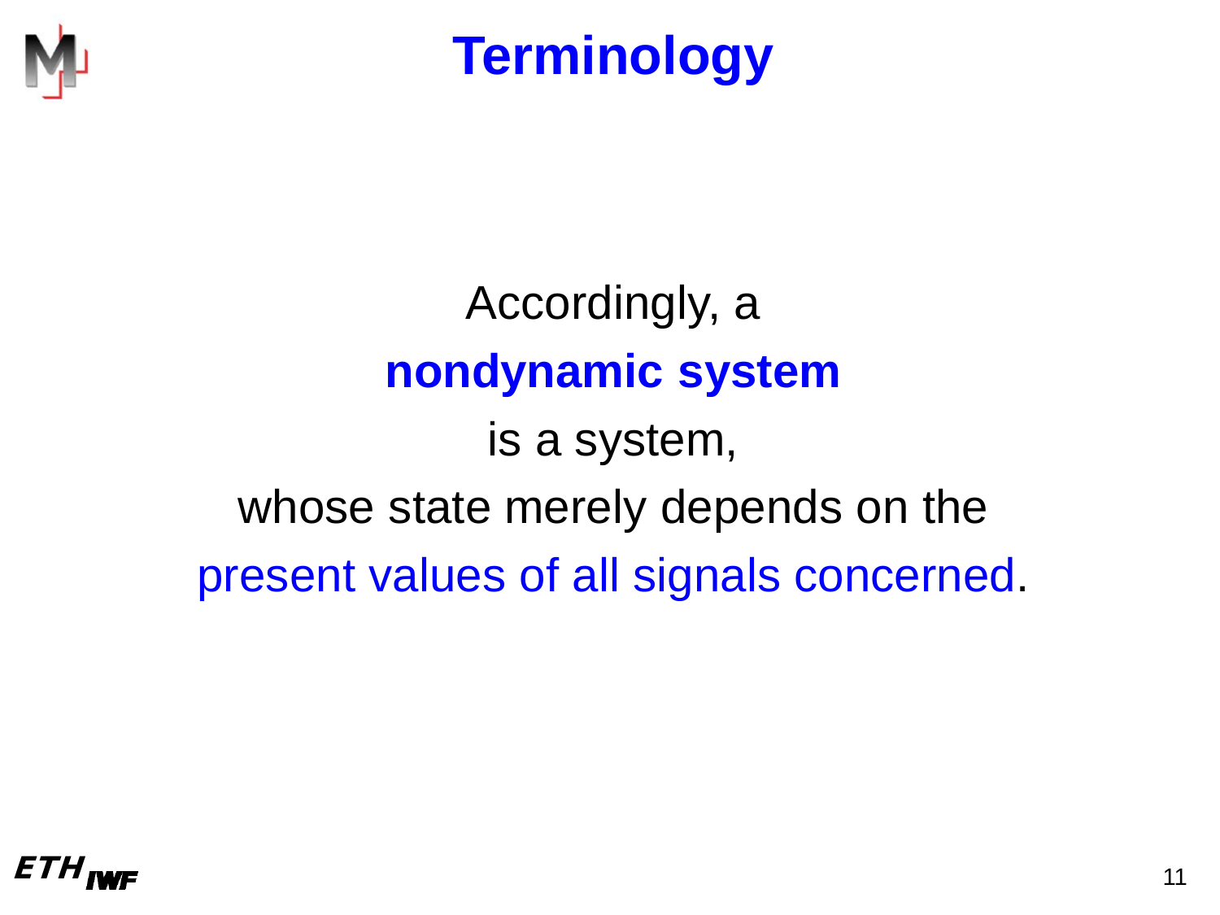# Terminology

Accordingly, a

**nondynamic system**

is a system,

whose state merely depends on the

present values of all signals concerned.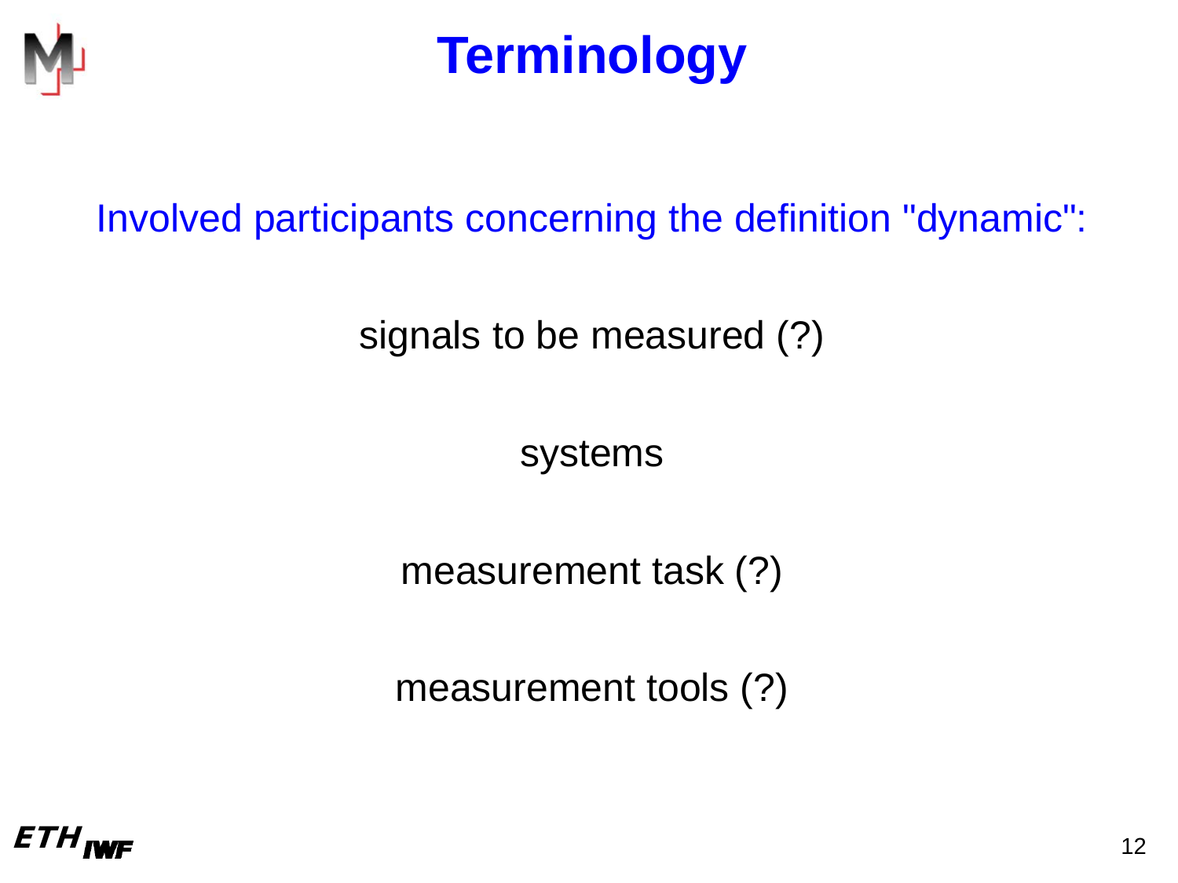# Terminology

Involved participants concerning the definition "dynamic":

signals to be measured (?)

systems

measurement task (?)

measurement tools (?)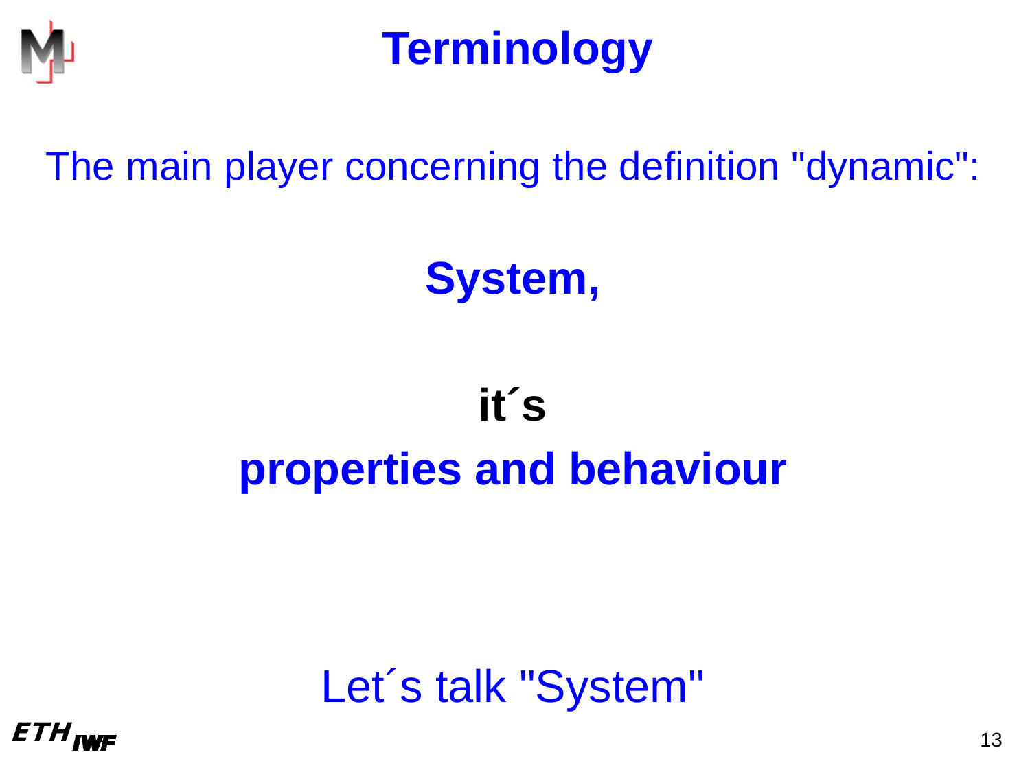# Terminology

The main player concerning the definition "dynamic":

**System,**

**it´s**

**properties and behaviour**

Let´s talk "System"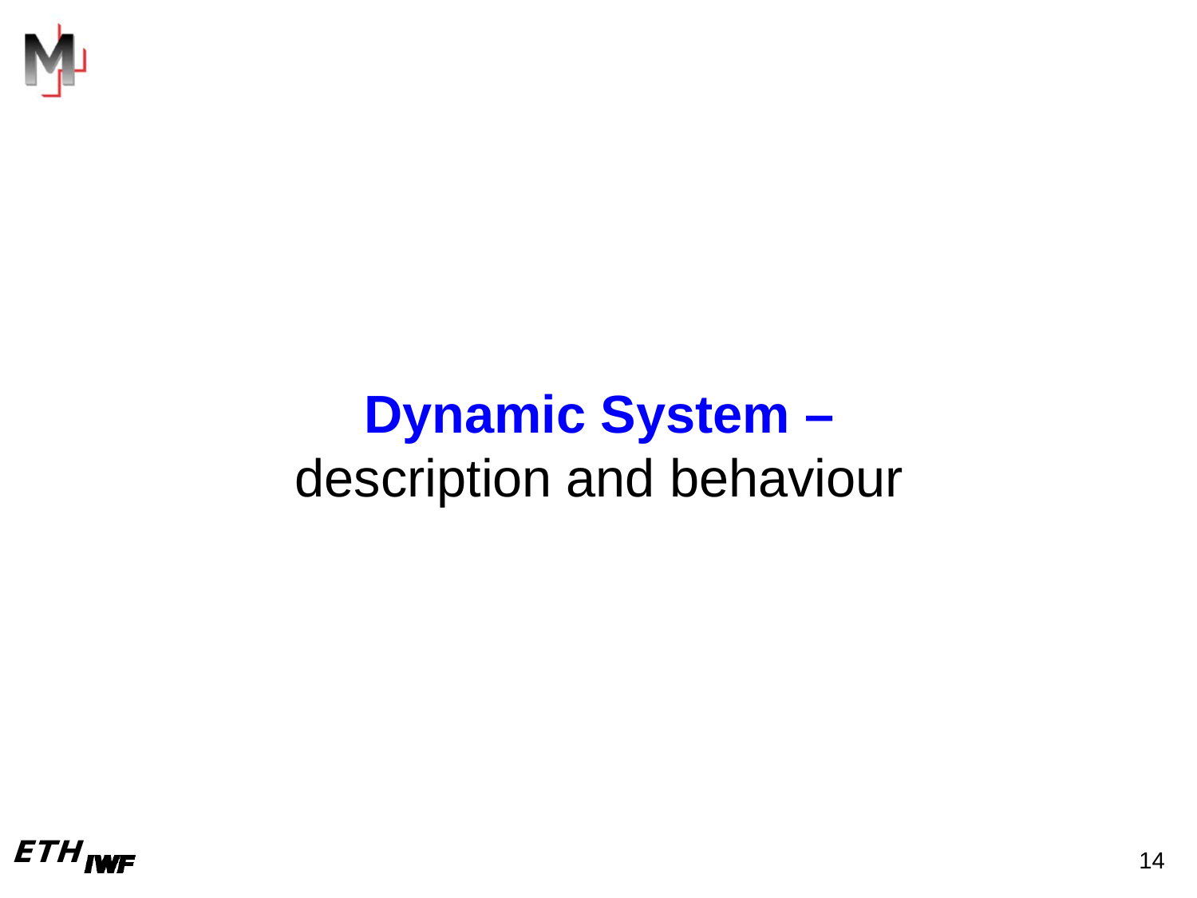# Dynamic System –
description and behaviour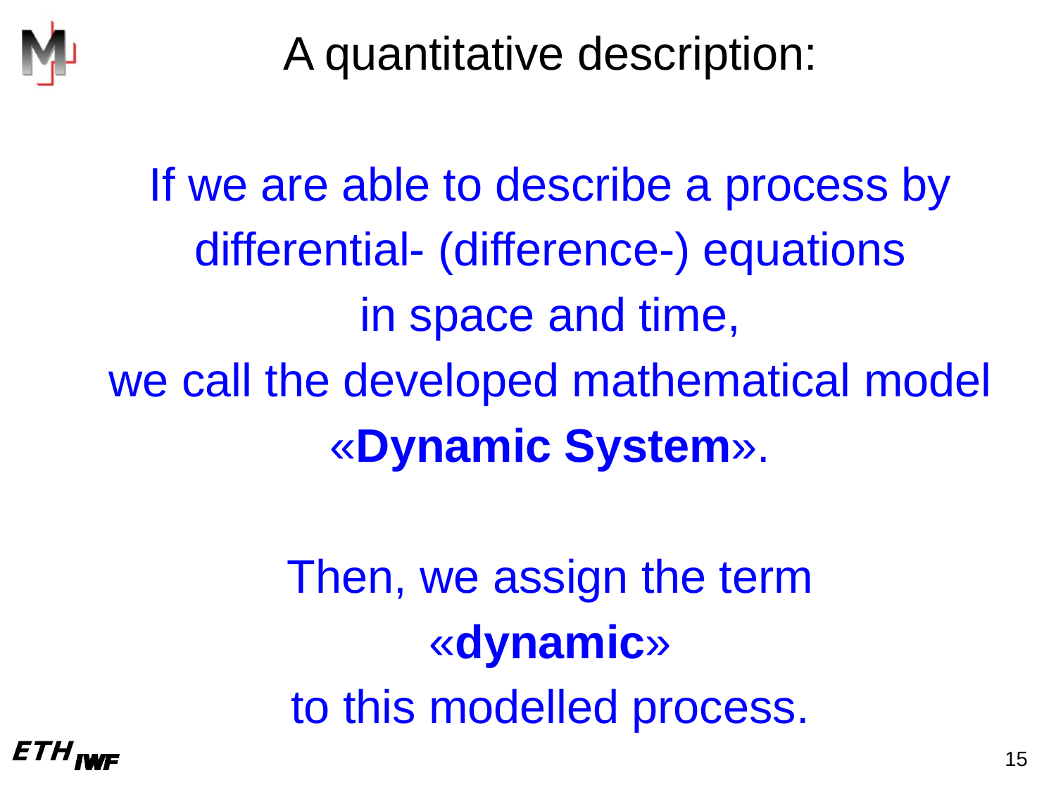# A quantitative description:

If we are able to describe a process by differential- (difference-) equations in space and time, we call the developed mathematical model «**Dynamic System**».

Then, we assign the term «**dynamic**» to this modelled process.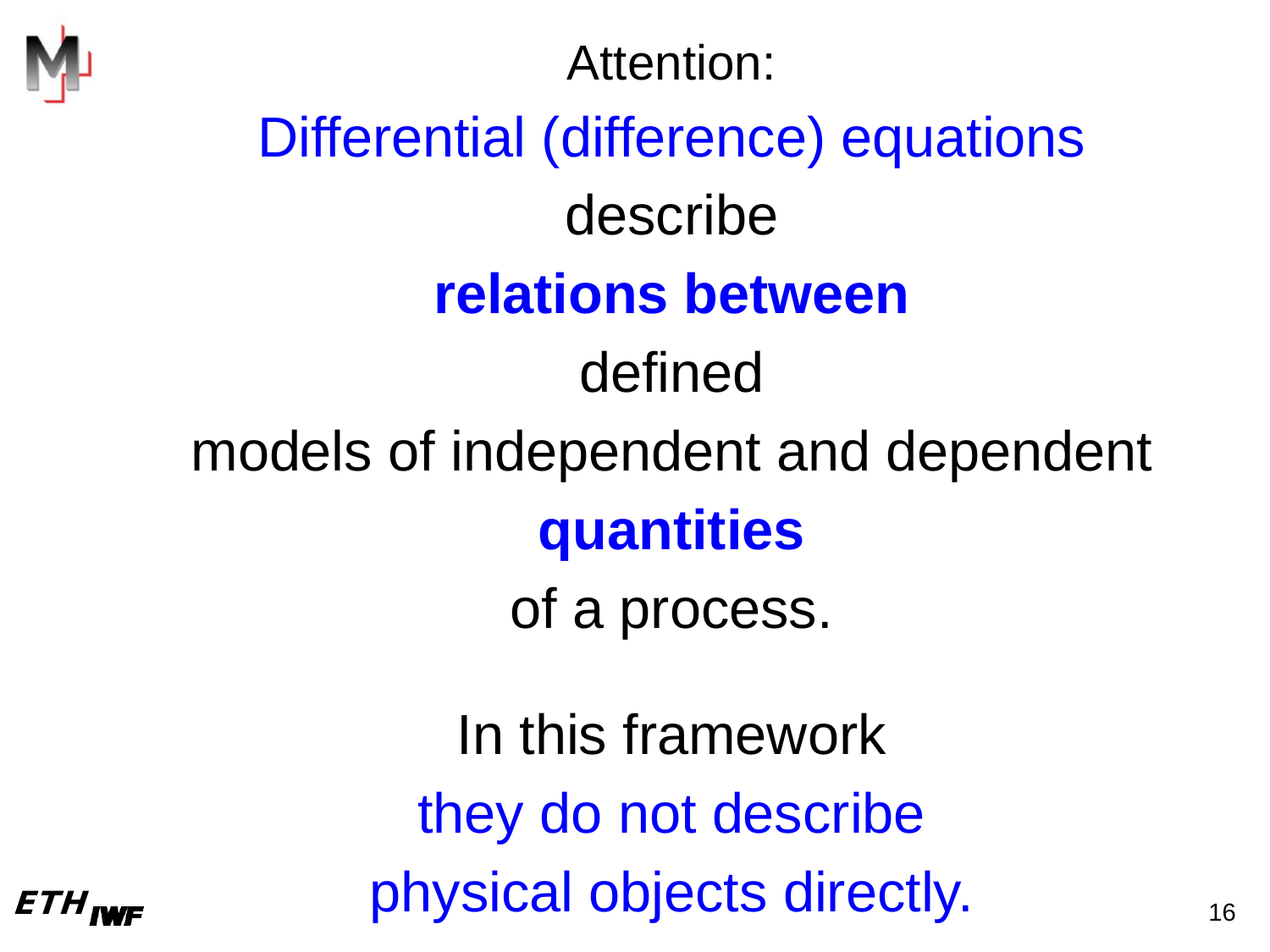Attention:

Differential (difference) equations

describe

**relations between**

defined

models of independent and dependent

**quantities**

of a process.

In this framework

they do not describe

physical objects directly.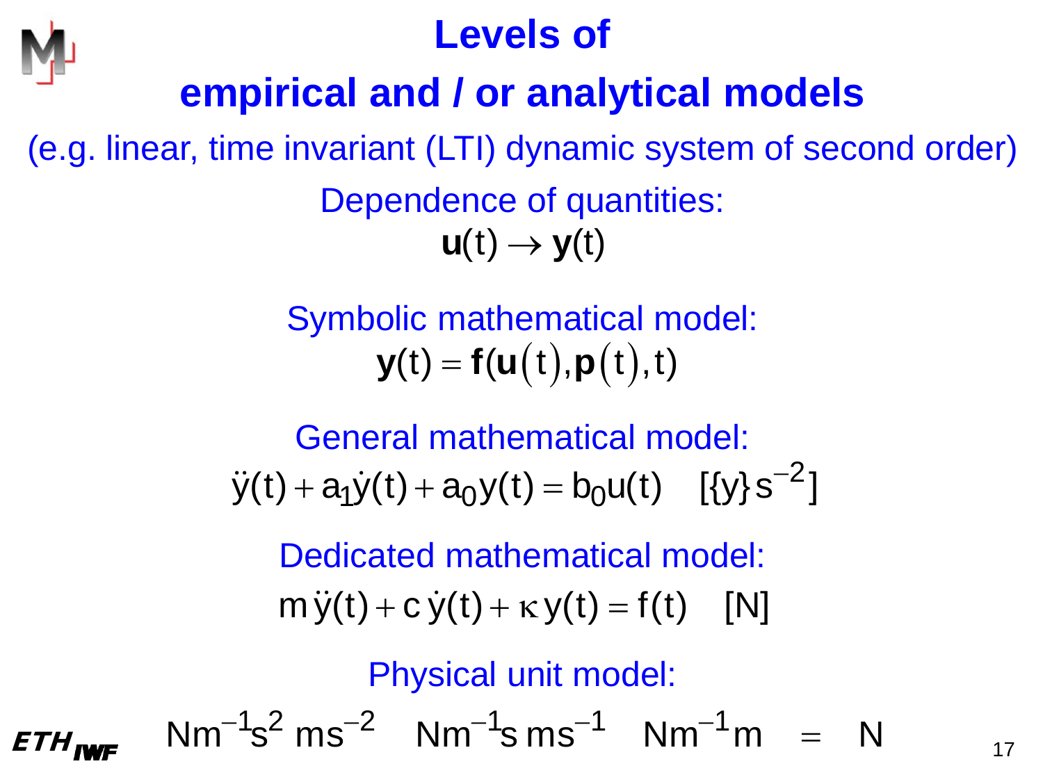# Levels of empirical and / or analytical models

(e.g. linear, time invariant (LTI) dynamic system of second order)

Dependence of quantities:

$$\mathbf{u}(t) \rightarrow \mathbf{y}(t)$$

Symbolic mathematical model:

$$\mathbf{y}(t) = \mathbf{f}(\mathbf{u}(t), \mathbf{p}(t), t)$$

General mathematical model:

$$\ddot{y}(t) + a_1\dot{y}(t) + a_0 y(t) = b_0 u(t) \quad [\{y\}\,s^{-2}]$$

Dedicated mathematical model:

$$m\,\ddot{y}(t) + c\,\dot{y}(t) + \kappa\,y(t) = f(t) \quad [N]$$

Physical unit model:

$$Nm^{-1}s^2\;ms^{-2} \quad Nm^{-1}s\;ms^{-1} \quad Nm^{-1}m \quad = \quad N$$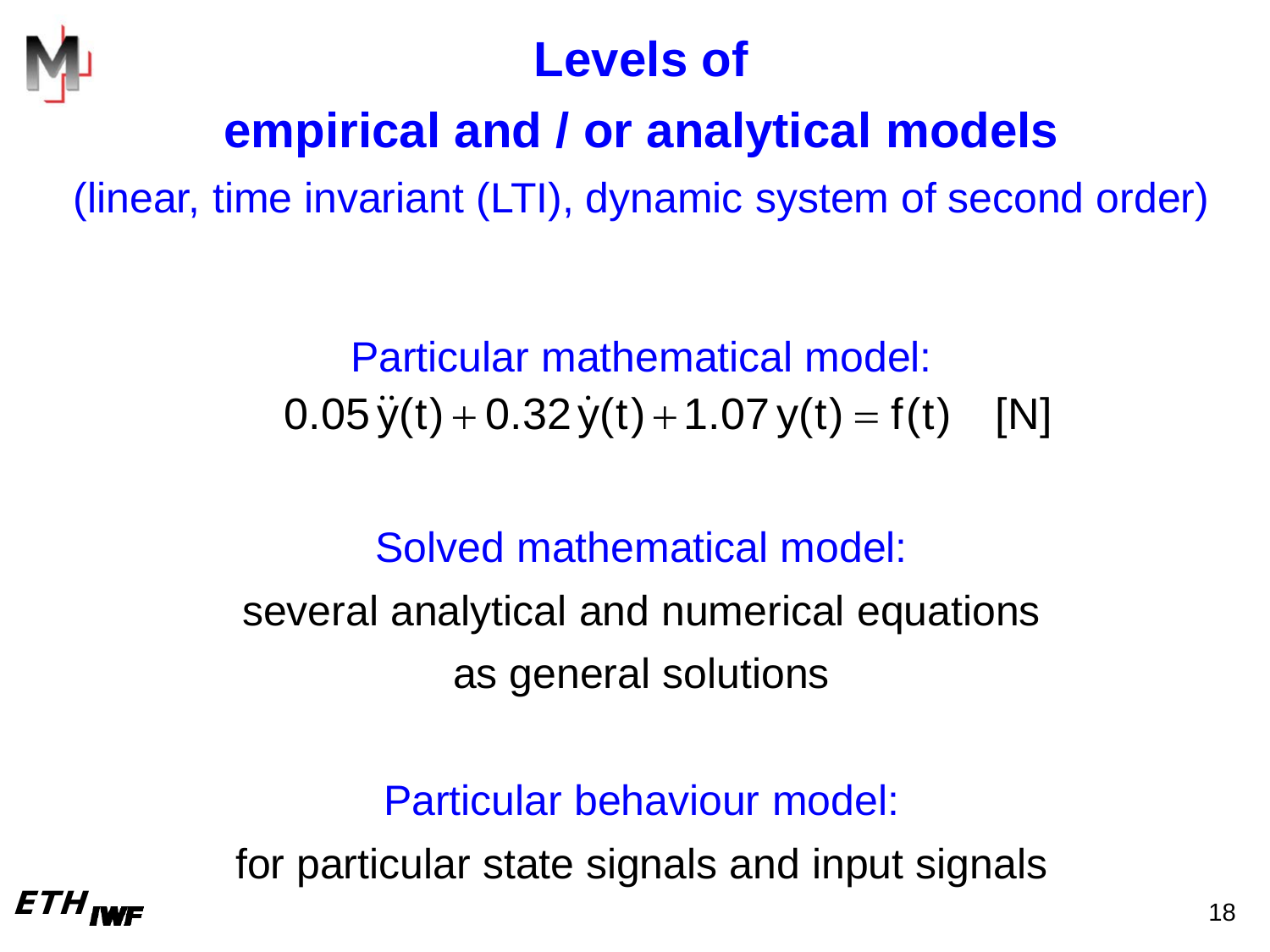# Levels of empirical and / or analytical models

(linear, time invariant (LTI), dynamic system of second order)

Particular mathematical model:

$$0.05\,\ddot{y}(t) + 0.32\,\dot{y}(t) + 1.07\,y(t) = f(t) \quad [N]$$

Solved mathematical model:

several analytical and numerical equations as general solutions

Particular behaviour model:

for particular state signals and input signals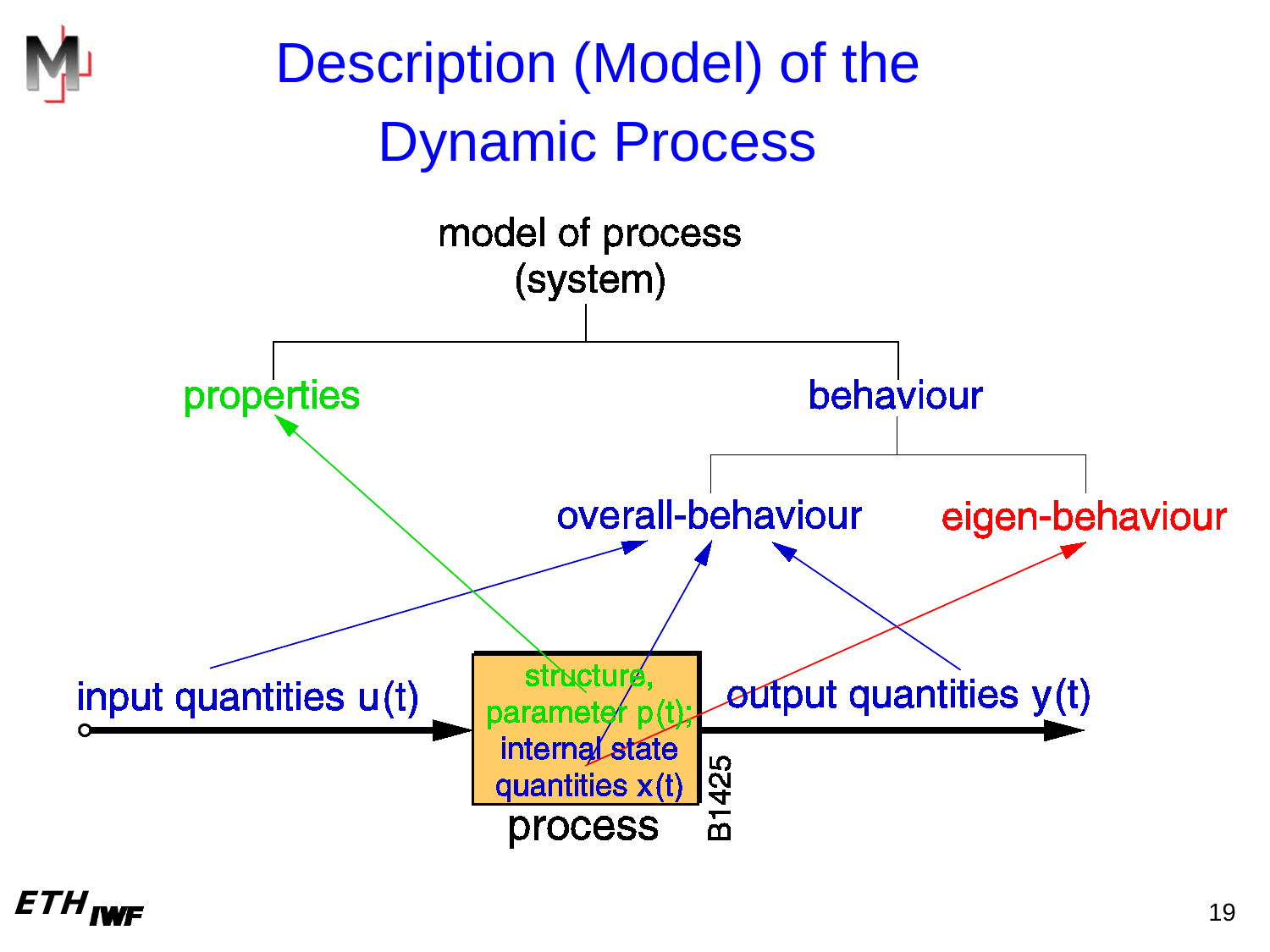# Description (Model) of the Dynamic Process

model of process (system)

- properties
- behaviour
  - overall-behaviour
  - eigen-behaviour

input quantities u(t)

process:
- structure, parameter p(t);
- internal state quantities x(t)

output quantities y(t)

B1425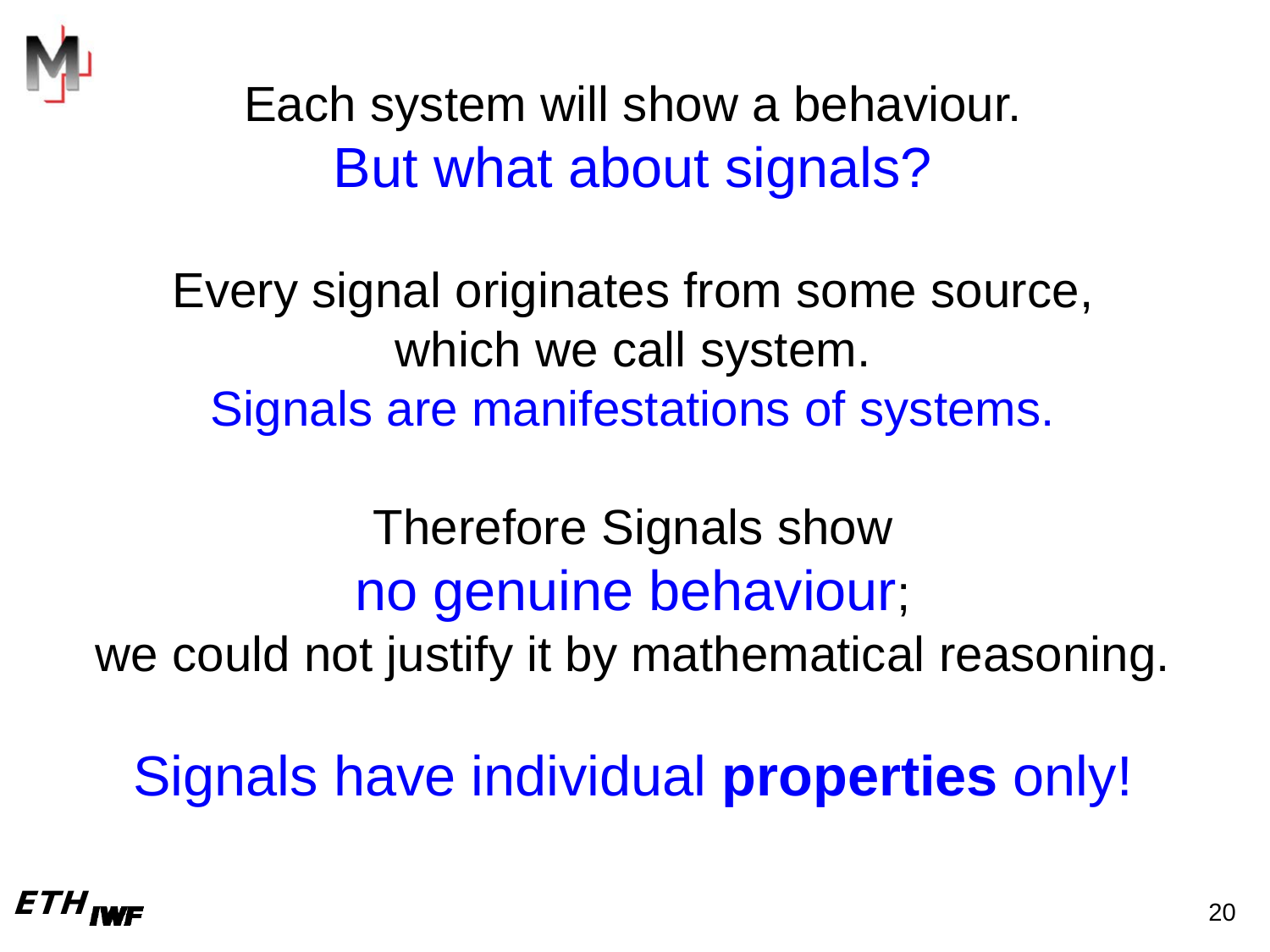Each system will show a behaviour.
But what about signals?

Every signal originates from some source, which we call system.
Signals are manifestations of systems.

Therefore Signals show
no genuine behaviour;
we could not justify it by mathematical reasoning.

Signals have individual **properties** only!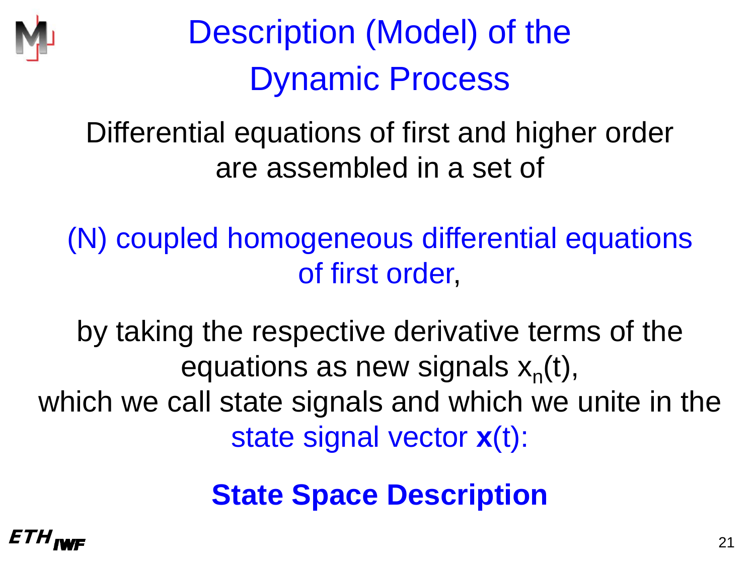# Description (Model) of the Dynamic Process

Differential equations of first and higher order are assembled in a set of

(N) coupled homogeneous differential equations of first order,

by taking the respective derivative terms of the equations as new signals $x_n(t)$, which we call state signals and which we unite in the state signal vector $\mathbf{x}(t)$:

**State Space Description**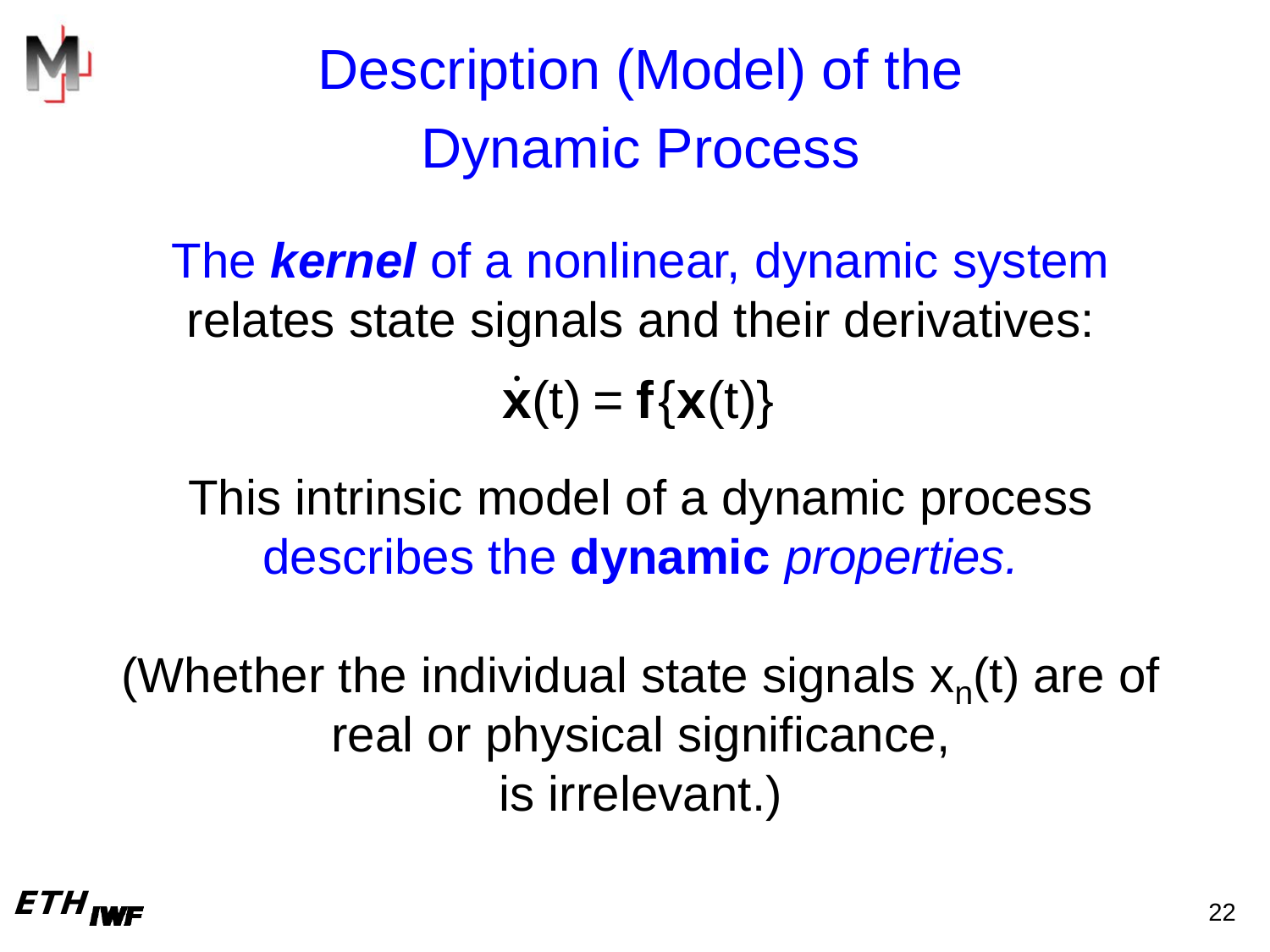# Description (Model) of the Dynamic Process

The ***kernel*** of a nonlinear, dynamic system relates state signals and their derivatives:

$$\dot{\mathbf{x}}(t) = \mathbf{f}\{\mathbf{x}(t)\}$$

This intrinsic model of a dynamic process describes the **dynamic** *properties.*

(Whether the individual state signals $x_n(t)$ are of real or physical significance, is irrelevant.)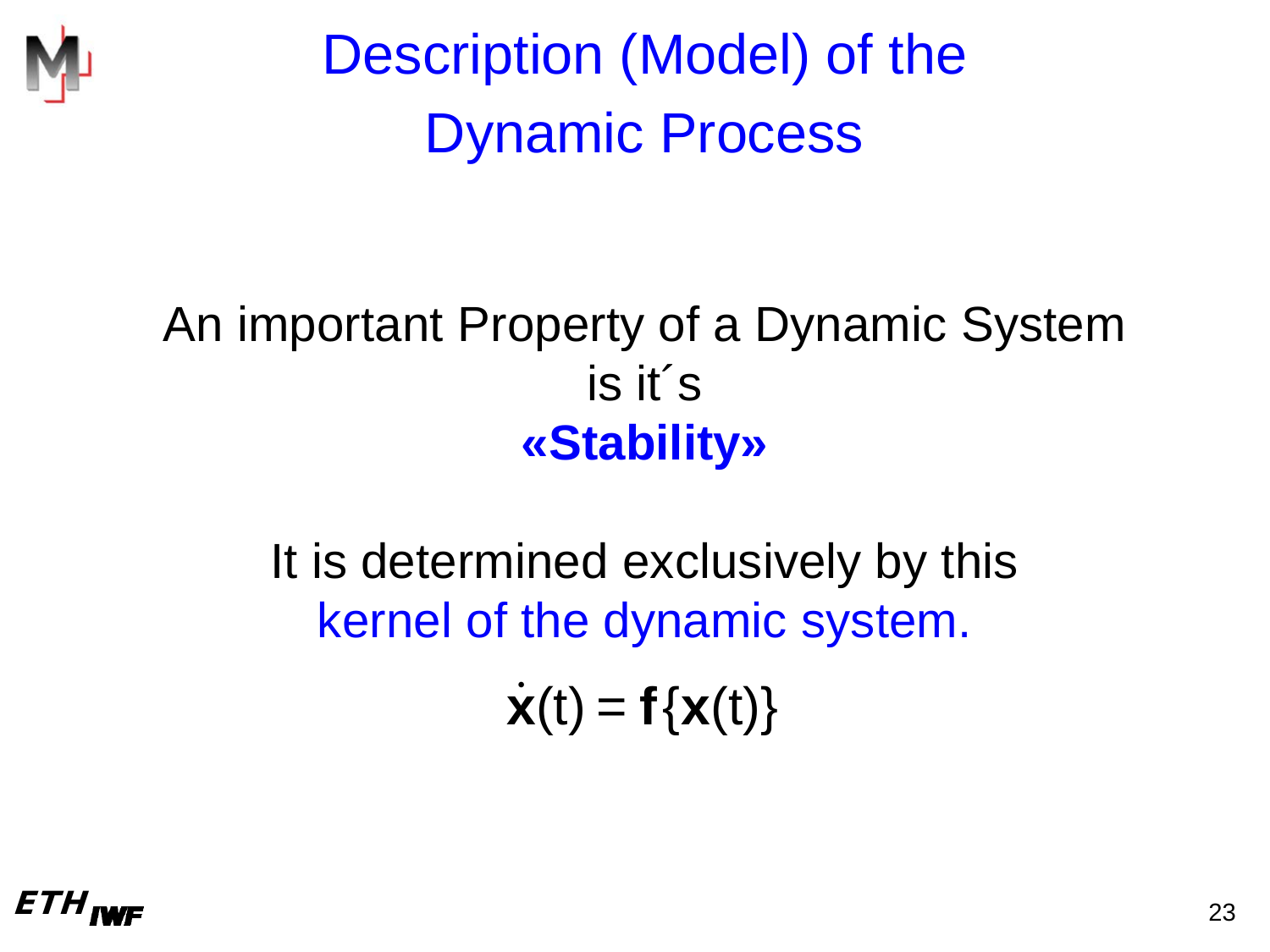# Description (Model) of the Dynamic Process

An important Property of a Dynamic System is it´s

**«Stability»**

It is determined exclusively by this kernel of the dynamic system.

$$\dot{\mathbf{x}}(t) = \mathbf{f}\{\mathbf{x}(t)\}$$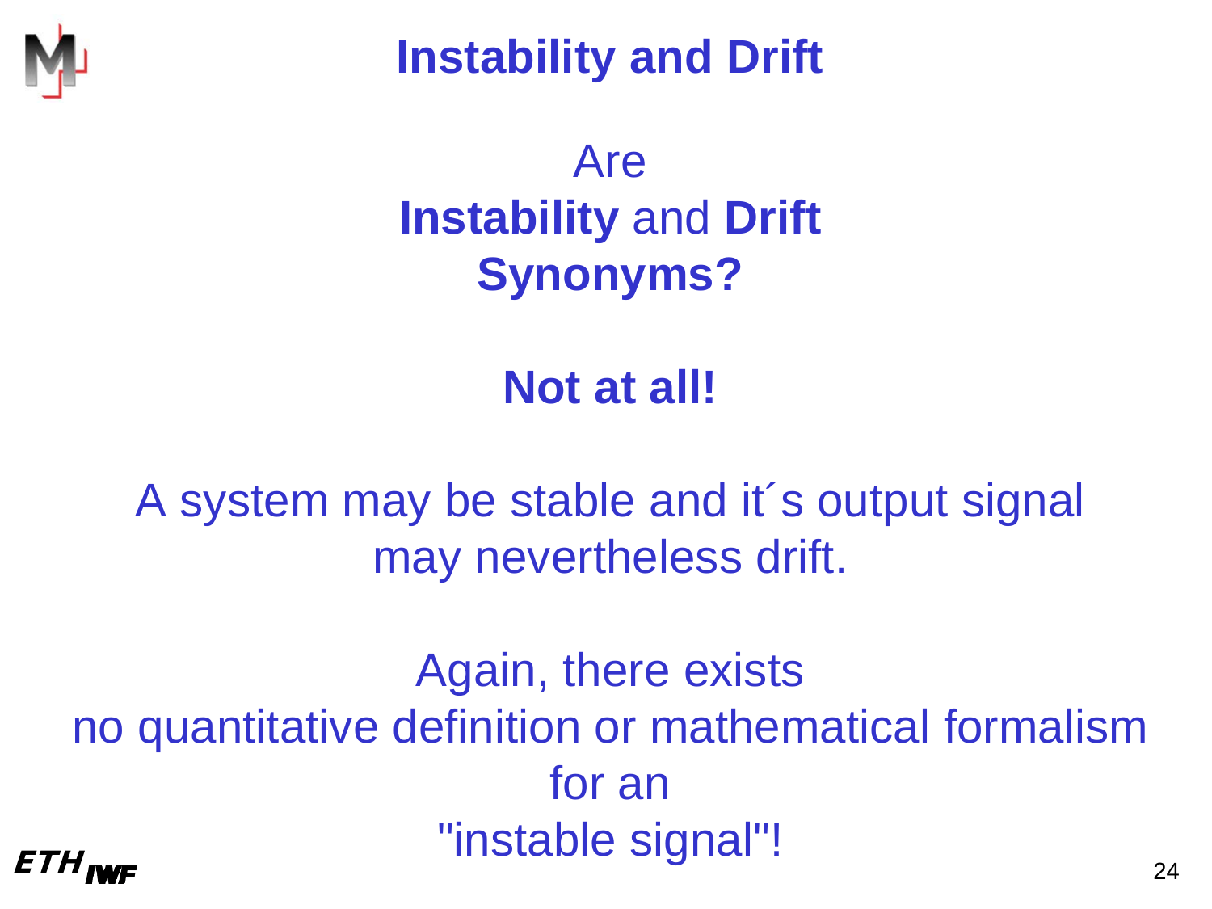# Instability and Drift

Are
**Instability** and **Drift**
**Synonyms?**

**Not at all!**

A system may be stable and it´s output signal may nevertheless drift.

Again, there exists
no quantitative definition or mathematical formalism
for an
"instable signal"!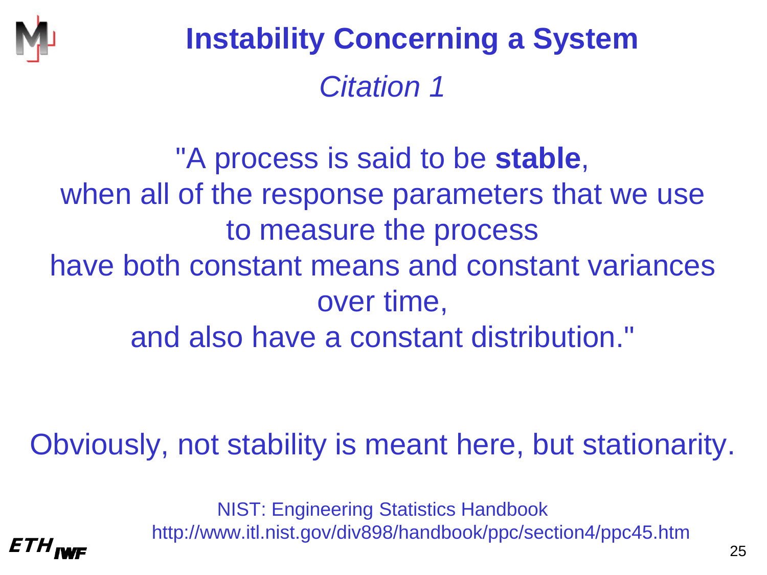# Instability Concerning a System

*Citation 1*

"A process is said to be **stable**,
when all of the response parameters that we use to measure the process
have both constant means and constant variances over time,
and also have a constant distribution."

Obviously, not stability is meant here, but stationarity.

NIST: Engineering Statistics Handbook
http://www.itl.nist.gov/div898/handbook/ppc/section4/ppc45.htm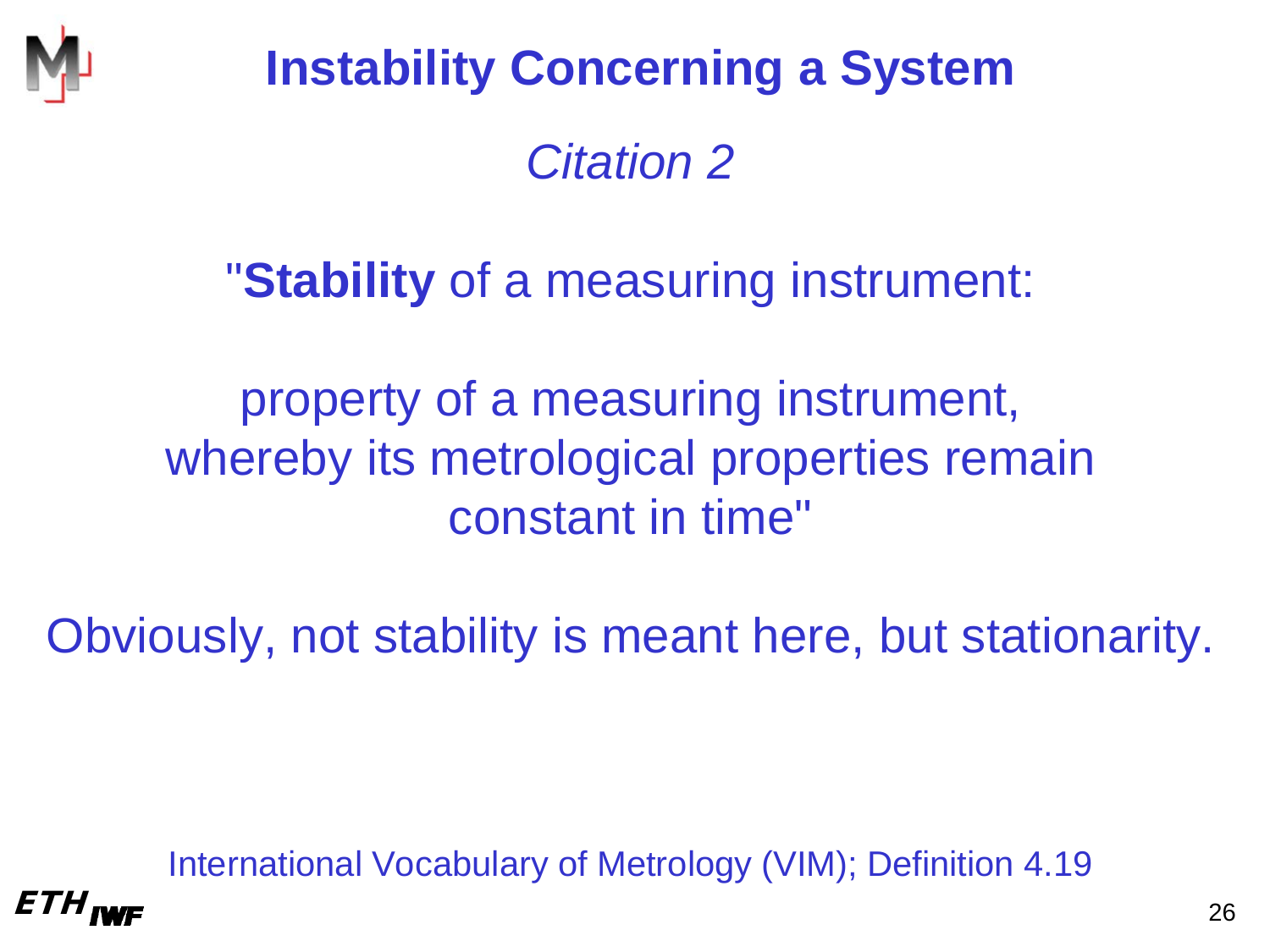# Instability Concerning a System

*Citation 2*

"**Stability** of a measuring instrument:

property of a measuring instrument, whereby its metrological properties remain constant in time"

Obviously, not stability is meant here, but stationarity.

International Vocabulary of Metrology (VIM); Definition 4.19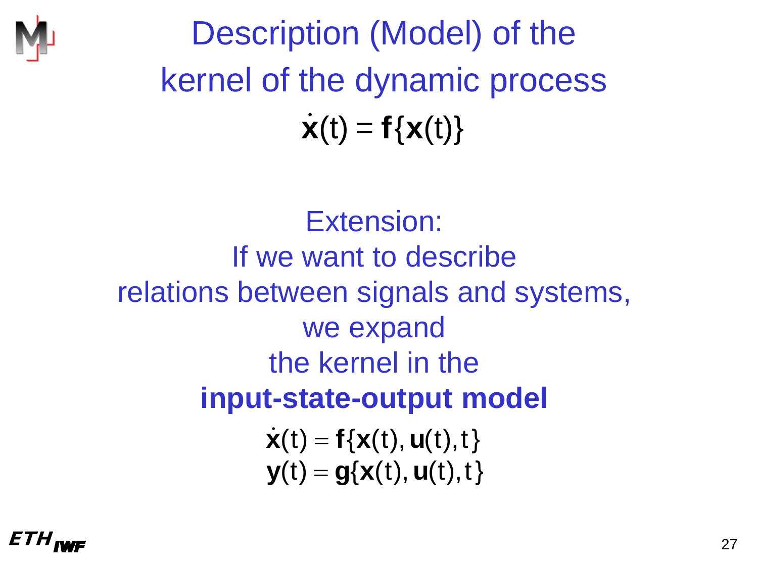# Description (Model) of the kernel of the dynamic process

$$\dot{\mathbf{x}}(t) = \mathbf{f}\{\mathbf{x}(t)\}$$

Extension:
If we want to describe relations between signals and systems, we expand the kernel in the **input-state-output model**

$$\dot{\mathbf{x}}(t) = \mathbf{f}\{\mathbf{x}(t), \mathbf{u}(t), t\}$$

$$\mathbf{y}(t) = \mathbf{g}\{\mathbf{x}(t), \mathbf{u}(t), t\}$$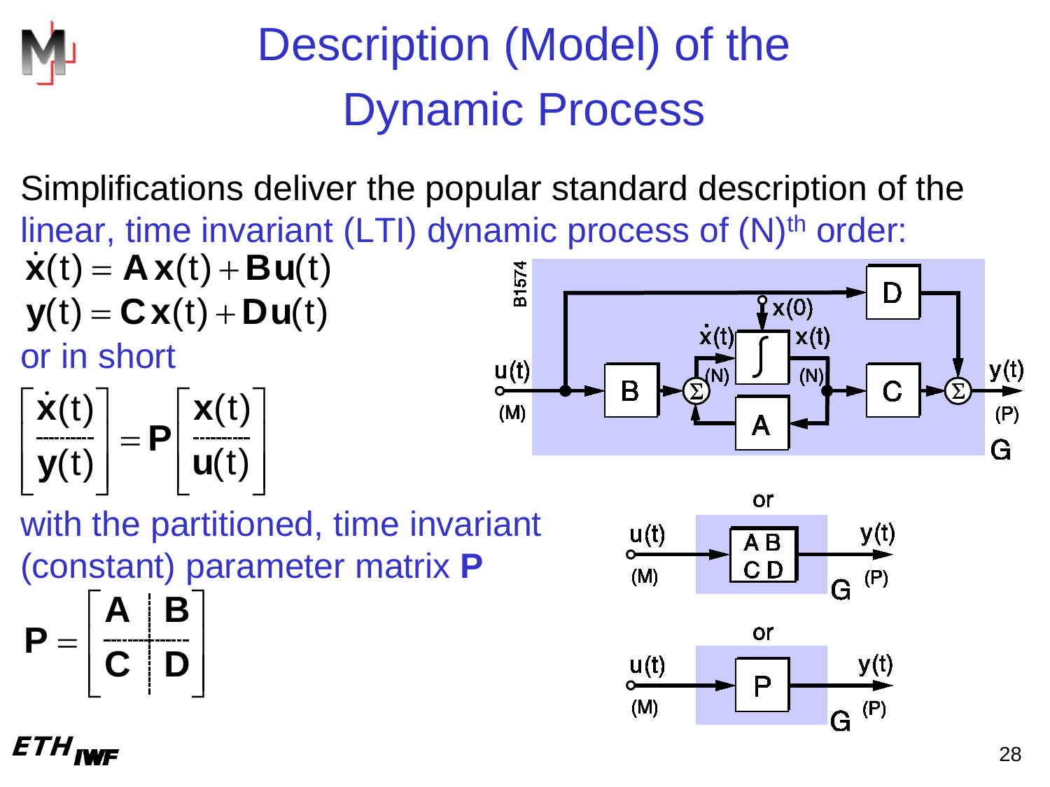# Description (Model) of the Dynamic Process

Simplifications deliver the popular standard description of the linear, time invariant (LTI) dynamic process of (N)$^{th}$ order:

$$\dot{\mathbf{x}}(t) = \mathbf{A}\,\mathbf{x}(t) + \mathbf{B}\,\mathbf{u}(t)$$
$$\mathbf{y}(t) = \mathbf{C}\,\mathbf{x}(t) + \mathbf{D}\,\mathbf{u}(t)$$

or in short

$$\begin{bmatrix} \dot{\mathbf{x}}(t) \\ \hline \mathbf{y}(t) \end{bmatrix} = \mathbf{P} \begin{bmatrix} \mathbf{x}(t) \\ \hline \mathbf{u}(t) \end{bmatrix}$$

with the partitioned, time invariant (constant) parameter matrix **P**

$$\mathbf{P} = \left[\begin{array}{c|c} \mathbf{A} & \mathbf{B} \\ \hline \mathbf{C} & \mathbf{D} \end{array}\right]$$

B1574

u(t) (M), B, Σ, $\dot{x}$(t) (N), ∫, x(0), x(t) (N), A, C, D, Σ, y(t) (P), G

or

u(t) (M) → A B / C D → y(t) (P), G

or

u(t) (M) → P → y(t) (P), G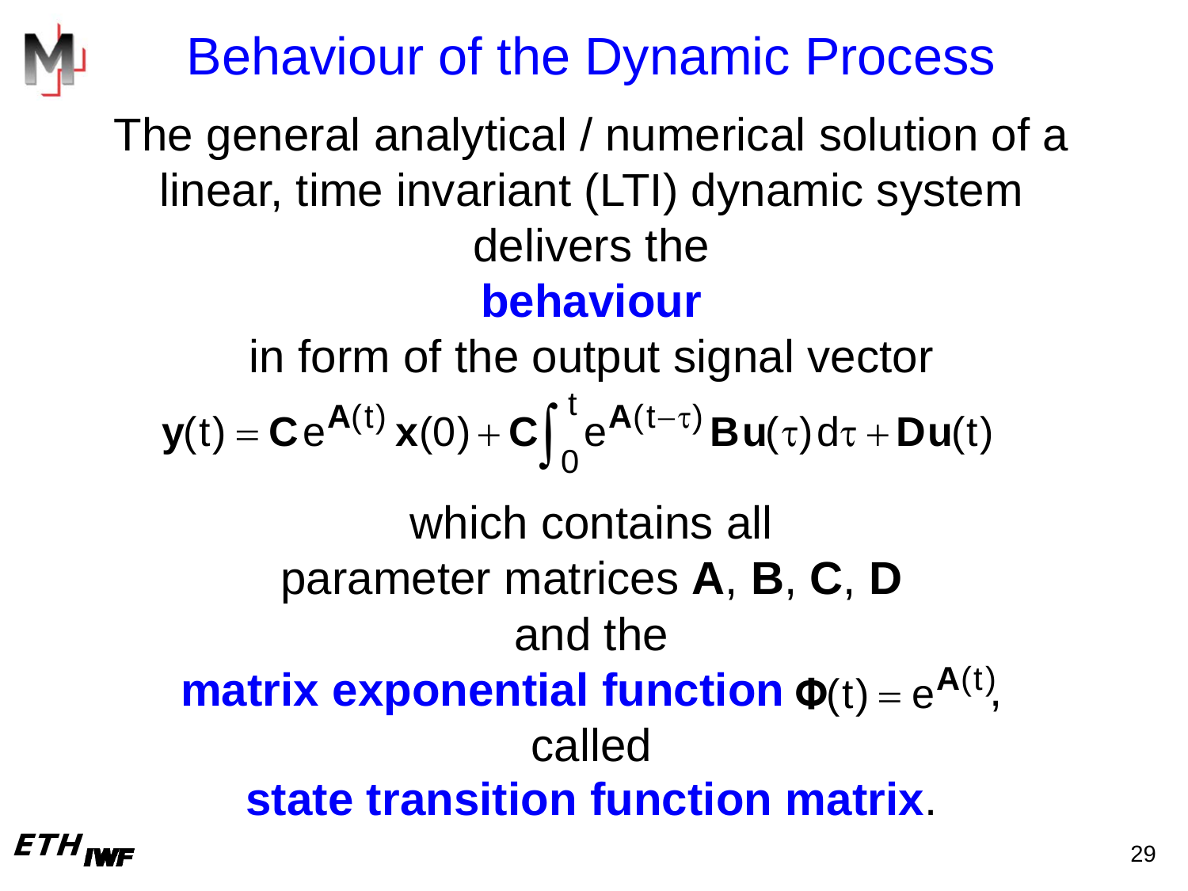# Behaviour of the Dynamic Process

The general analytical / numerical solution of a linear, time invariant (LTI) dynamic system delivers the

**behaviour**

in form of the output signal vector

$$\mathbf{y}(t) = \mathbf{C}\, e^{\mathbf{A}(t)}\, \mathbf{x}(0) + \mathbf{C}\int_0^t e^{\mathbf{A}(t-\tau)}\, \mathbf{B}\mathbf{u}(\tau)\, d\tau + \mathbf{D}\mathbf{u}(t)$$

which contains all parameter matrices **A**, **B**, **C**, **D** and the **matrix exponential function** $\mathbf{\Phi}(t) = e^{\mathbf{A}(t)}$, called **state transition function matrix**.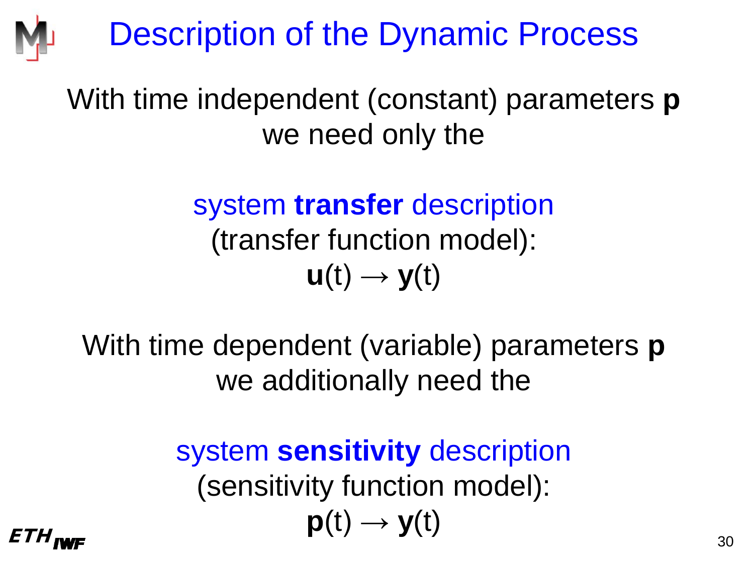# Description of the Dynamic Process

With time independent (constant) parameters **p** we need only the

system **transfer** description
(transfer function model):

$\mathbf{u}(t) \rightarrow \mathbf{y}(t)$

With time dependent (variable) parameters **p** we additionally need the

system **sensitivity** description
(sensitivity function model):

$\mathbf{p}(t) \rightarrow \mathbf{y}(t)$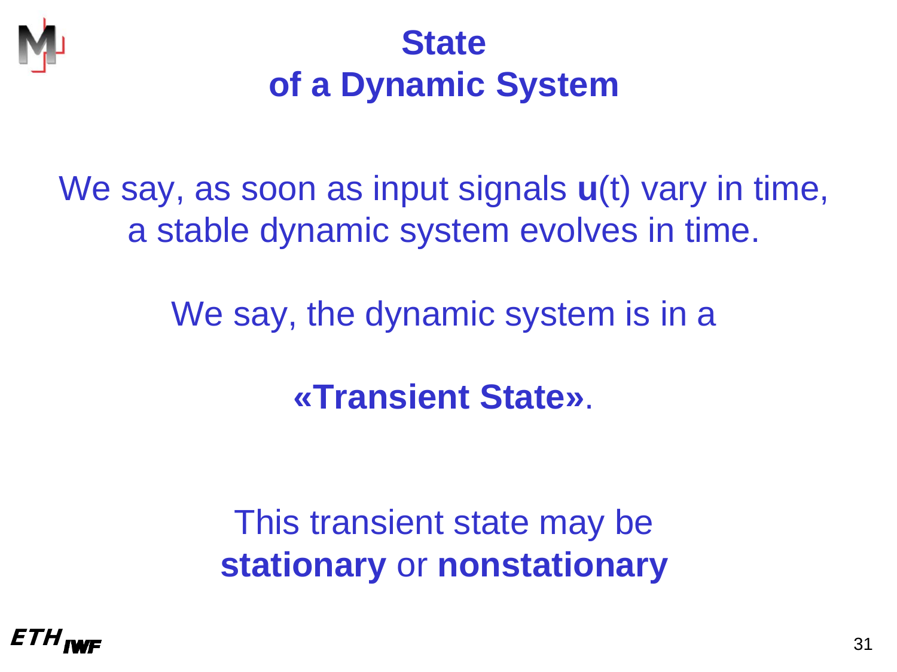# State of a Dynamic System

We say, as soon as input signals **u**(t) vary in time, a stable dynamic system evolves in time.

We say, the dynamic system is in a

**«Transient State»**.

This transient state may be **stationary** or **nonstationary**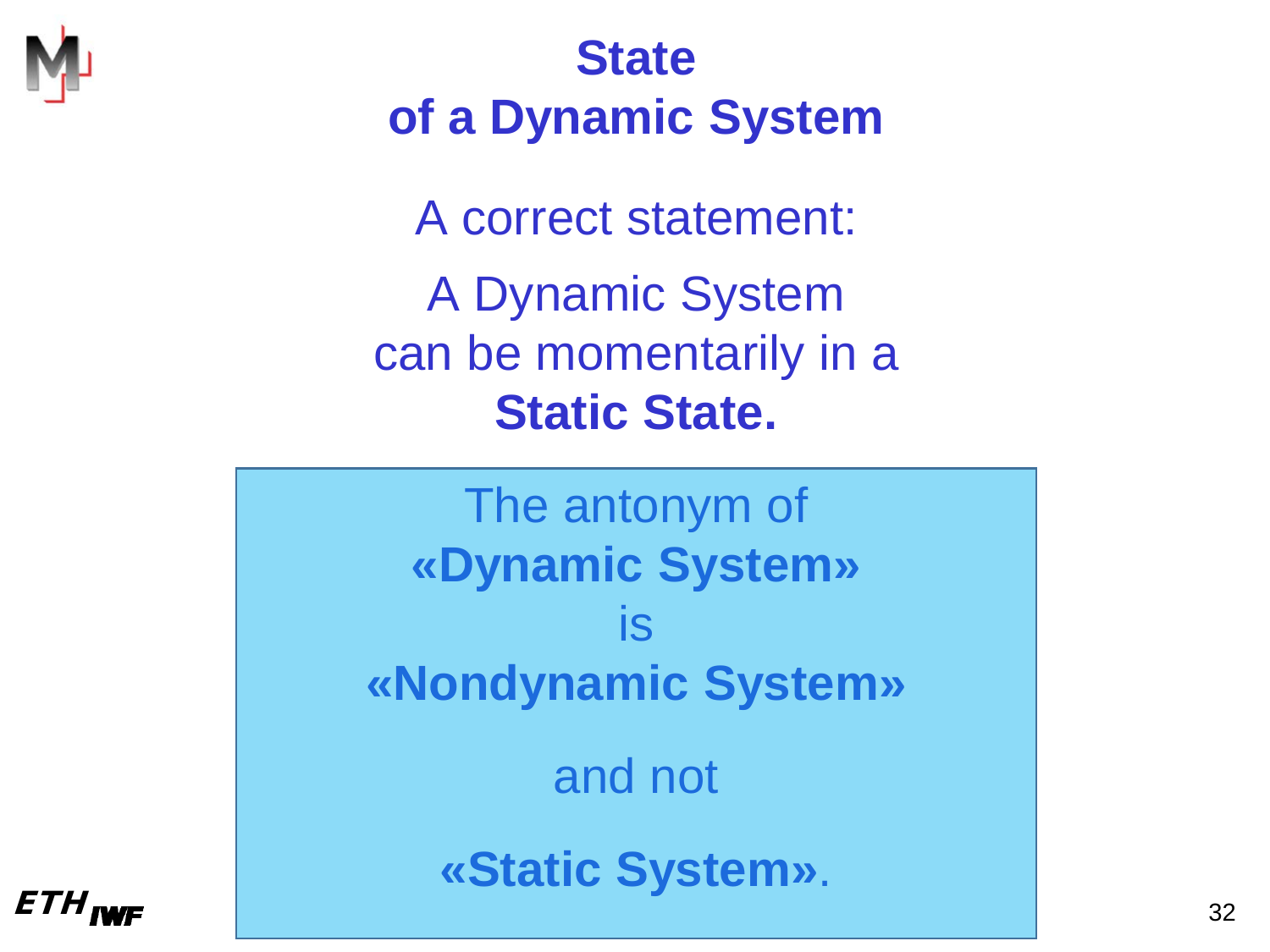# State of a Dynamic System

A correct statement:

A Dynamic System can be momentarily in a **Static State.**

The antonym of **«Dynamic System»** is **«Nondynamic System»**

and not

**«Static System»**.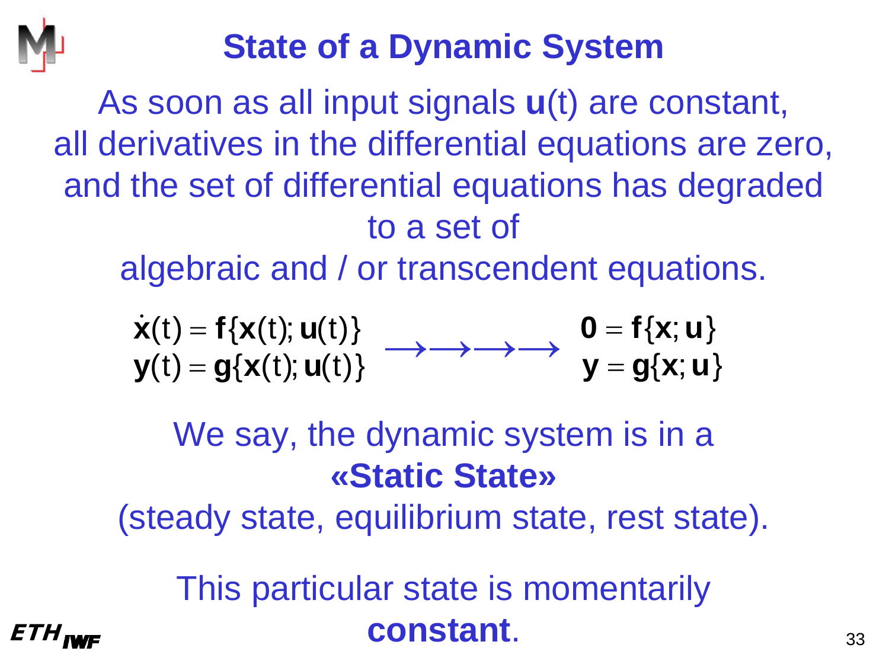# State of a Dynamic System

As soon as all input signals **u**(t) are constant,
all derivatives in the differential equations are zero,
and the set of differential equations has degraded
to a set of
algebraic and / or transcendent equations.

$$
\begin{aligned}
\dot{\mathbf{x}}(t) &= \mathbf{f}\{\mathbf{x}(t); \mathbf{u}(t)\} \\
\mathbf{y}(t) &= \mathbf{g}\{\mathbf{x}(t); \mathbf{u}(t)\}
\end{aligned}
\quad \longrightarrow\longrightarrow\longrightarrow\longrightarrow \quad
\begin{aligned}
\mathbf{0} &= \mathbf{f}\{\mathbf{x}; \mathbf{u}\} \\
\mathbf{y} &= \mathbf{g}\{\mathbf{x}; \mathbf{u}\}
\end{aligned}
$$

We say, the dynamic system is in a
**«Static State»**
(steady state, equilibrium state, rest state).

This particular state is momentarily
**constant**.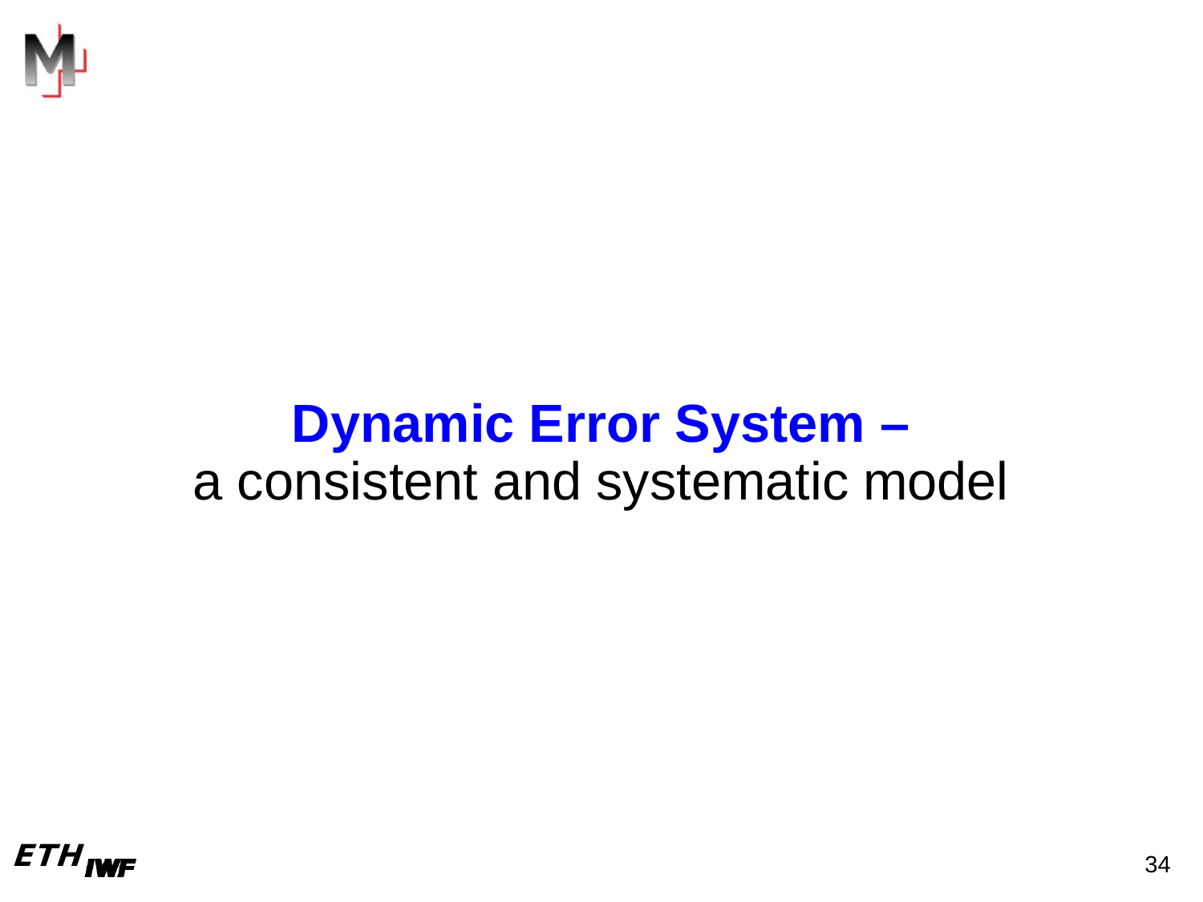# Dynamic Error System –

a consistent and systematic model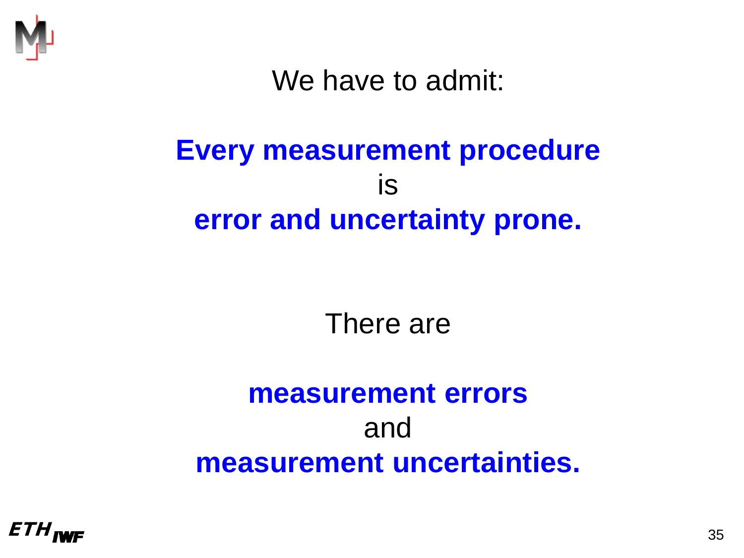We have to admit:

**Every measurement procedure**
is
**error and uncertainty prone.**

There are

**measurement errors**
and
**measurement uncertainties.**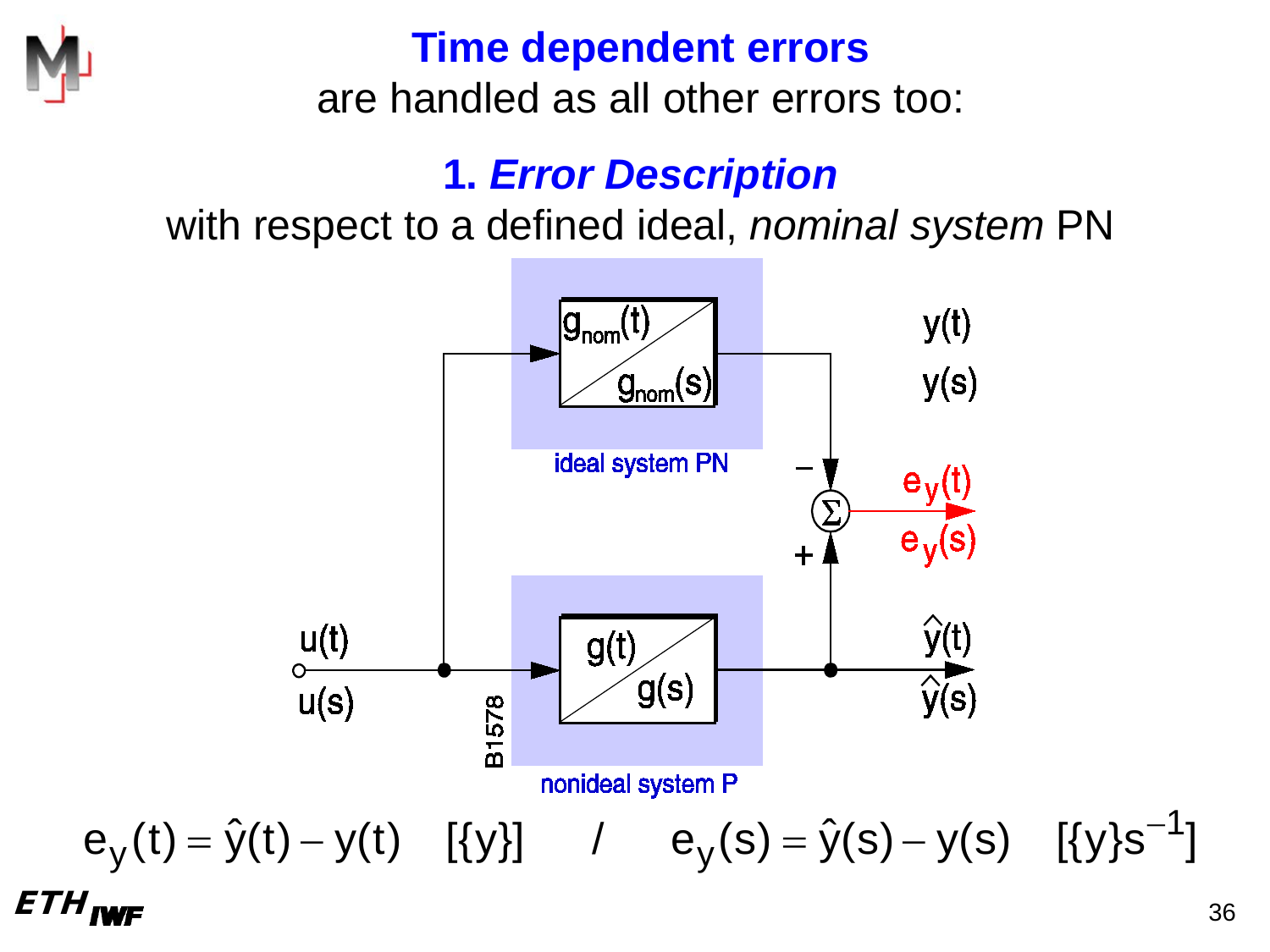# Time dependent errors

are handled as all other errors too:

## 1. *Error Description*

with respect to a defined ideal, *nominal system* PN

ideal system PN: $g_{nom}(t)$ / $g_{nom}(s)$ → $y(t)$, $y(s)$

nonideal system P: $g(t)$ / $g(s)$ → $\hat{y}(t)$, $\hat{y}(s)$

Input: $u(t)$, $u(s)$

Output error: $e_y(t)$, $e_y(s)$

B1578

$$e_y(t) = \hat{y}(t) - y(t) \quad [\{y\}] \quad / \quad e_y(s) = \hat{y}(s) - y(s) \quad [\{y\}s^{-1}]$$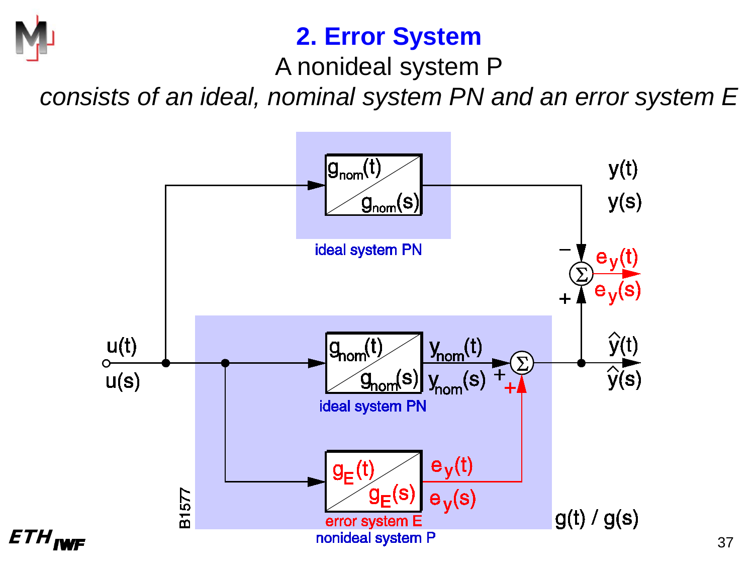# 2. Error System

A nonideal system P

*consists of an ideal, nominal system PN and an error system E*

$g_{nom}(t)$ / $g_{nom}(s)$ — ideal system PN

$y(t)$, $y(s)$

$-$, $+$, $\Sigma$, $e_y(t)$, $e_y(s)$

$u(t)$, $u(s)$

$g_{nom}(t)$ / $g_{nom}(s)$ — ideal system PN

$y_{nom}(t)$, $y_{nom}(s)$, $+$, $+$, $\Sigma$

$\hat{y}(t)$, $\hat{y}(s)$

$g_E(t)$ / $g_E(s)$ — error system E

$e_y(t)$, $e_y(s)$

nonideal system P

$g(t)$ / $g(s)$

B1577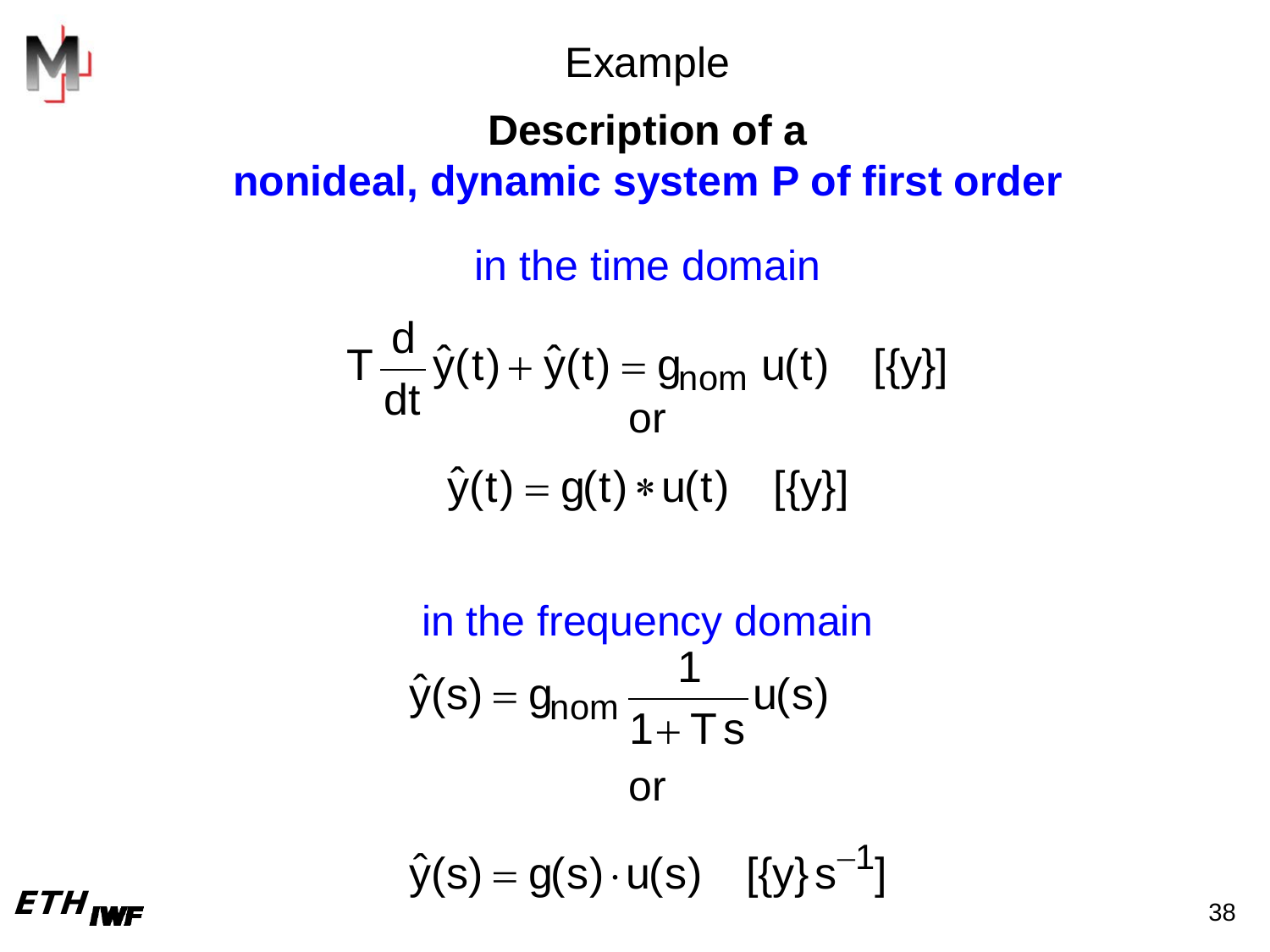# Example

## Description of a nonideal, dynamic system P of first order

### in the time domain

$$T\frac{d}{dt}\hat{y}(t) + \hat{y}(t) = g_{nom}\, u(t) \quad [\{y\}]$$

or

$$\hat{y}(t) = g(t) * u(t) \quad [\{y\}]$$

### in the frequency domain

$$\hat{y}(s) = g_{nom}\frac{1}{1+Ts}u(s)$$

or

$$\hat{y}(s) = g(s)\cdot u(s) \quad [\{y\}\, s^{-1}]$$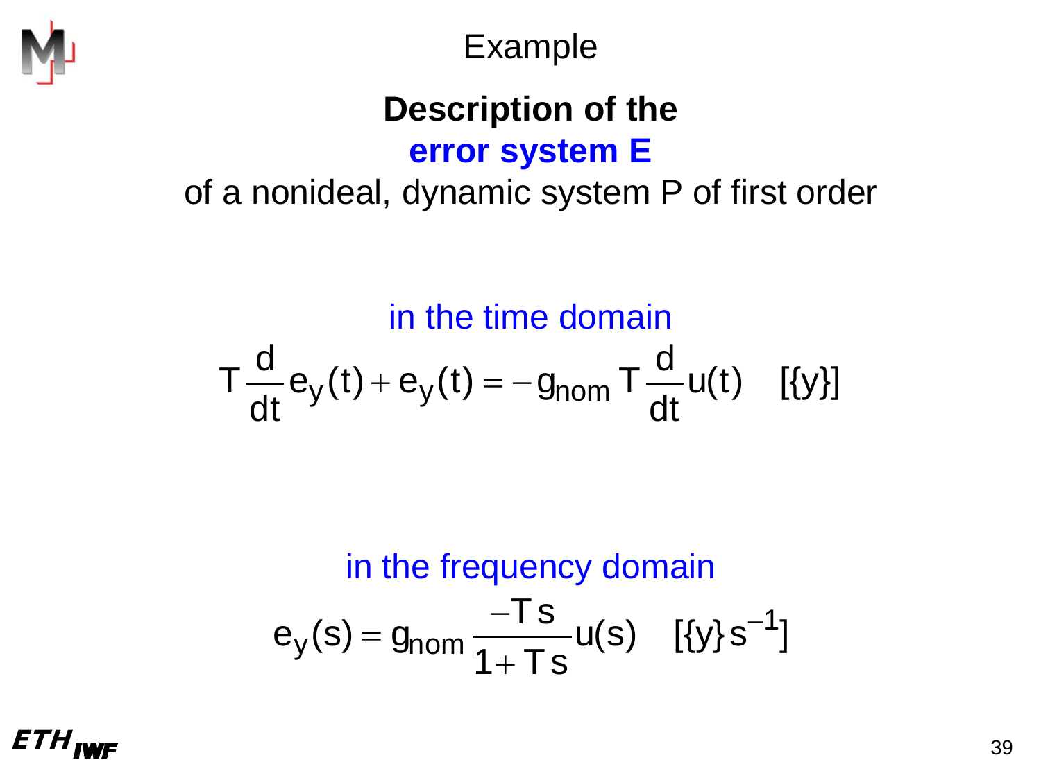# Example

**Description of the**
**error system E**
of a nonideal, dynamic system P of first order

in the time domain

$$T \frac{d}{dt} e_y(t) + e_y(t) = -g_{nom} \, T \frac{d}{dt} u(t) \quad [\{y\}]$$

in the frequency domain

$$e_y(s) = g_{nom} \frac{-T\,s}{1 + T\,s} u(s) \quad [\{y\}\,s^{-1}]$$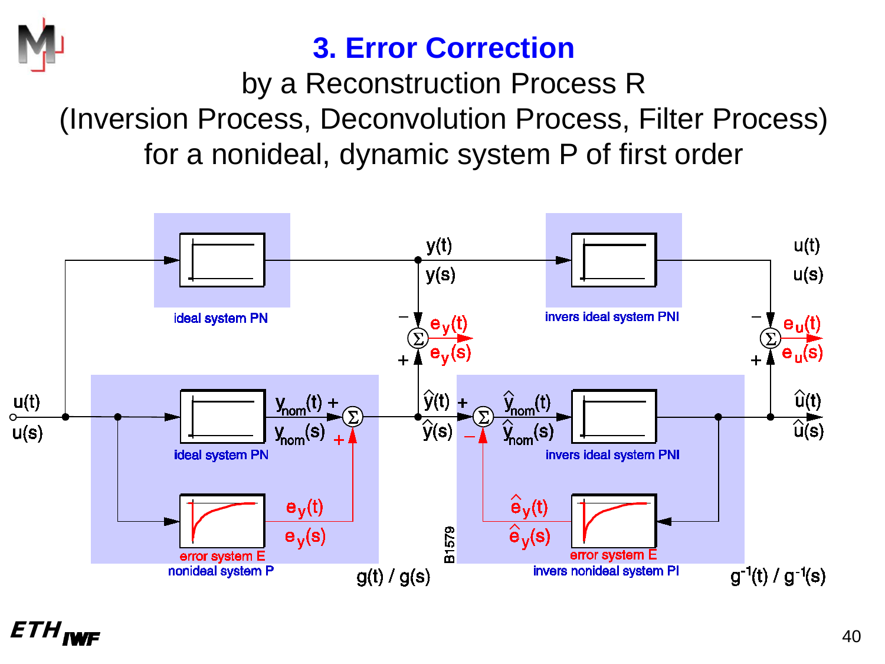# 3. Error Correction

by a Reconstruction Process R
(Inversion Process, Deconvolution Process, Filter Process)
for a nonideal, dynamic system P of first order

ideal system PN

invers ideal system PNI

ideal system PN

error system E

nonideal system P

invers ideal system PNI

error system E

invers nonideal system PI

$u(t)$, $u(s)$ — $y(t)$, $y(s)$ — $e_y(t)$, $e_y(s)$ — $e_u(t)$, $e_u(s)$ — $y_{nom}(t)$, $y_{nom}(s)$ — $\hat{y}(t)$, $\hat{y}(s)$ — $\hat{y}_{nom}(t)$, $\hat{y}_{nom}(s)$ — $\hat{e}_y(t)$, $\hat{e}_y(s)$ — $\hat{u}(t)$, $\hat{u}(s)$

$g(t)$ / $g(s)$ — $g^{-1}(t)$ / $g^{-1}(s)$

B1579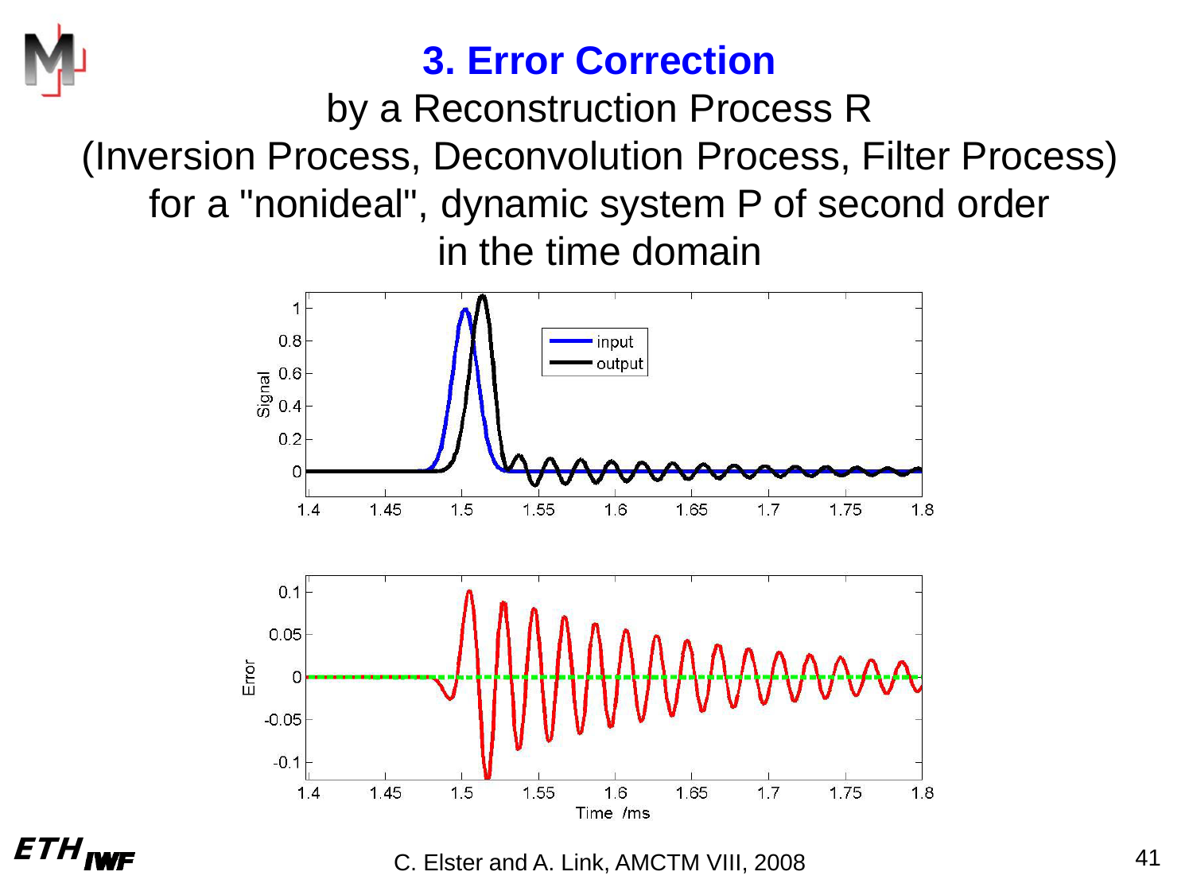# 3. Error Correction

by a Reconstruction Process R
(Inversion Process, Deconvolution Process, Filter Process)
for a "nonideal", dynamic system P of second order
in the time domain

C. Elster and A. Link, AMCTM VIII, 2008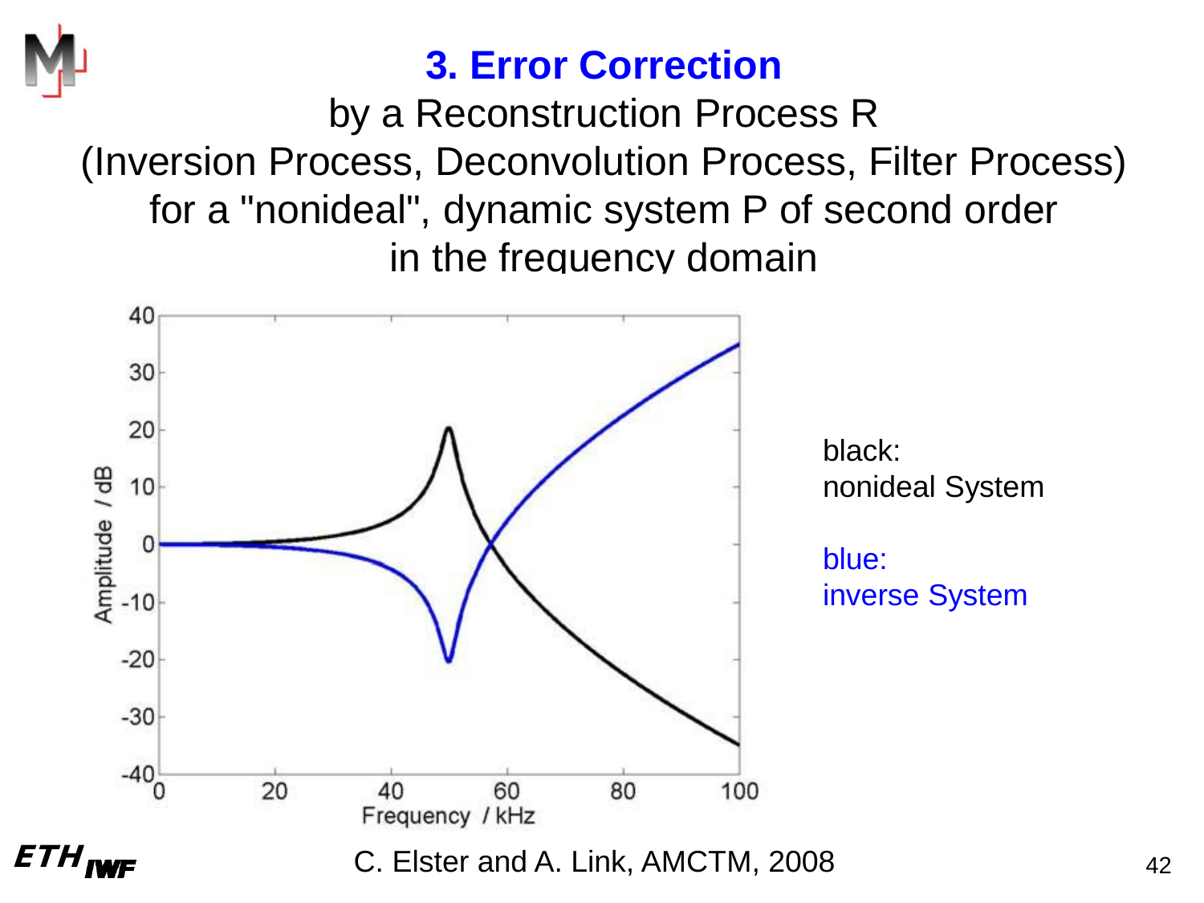# 3. Error Correction

by a Reconstruction Process R
(Inversion Process, Deconvolution Process, Filter Process)
for a "nonideal", dynamic system P of second order
in the frequency domain

black:
nonideal System

blue:
inverse System

C. Elster and A. Link, AMCTM, 2008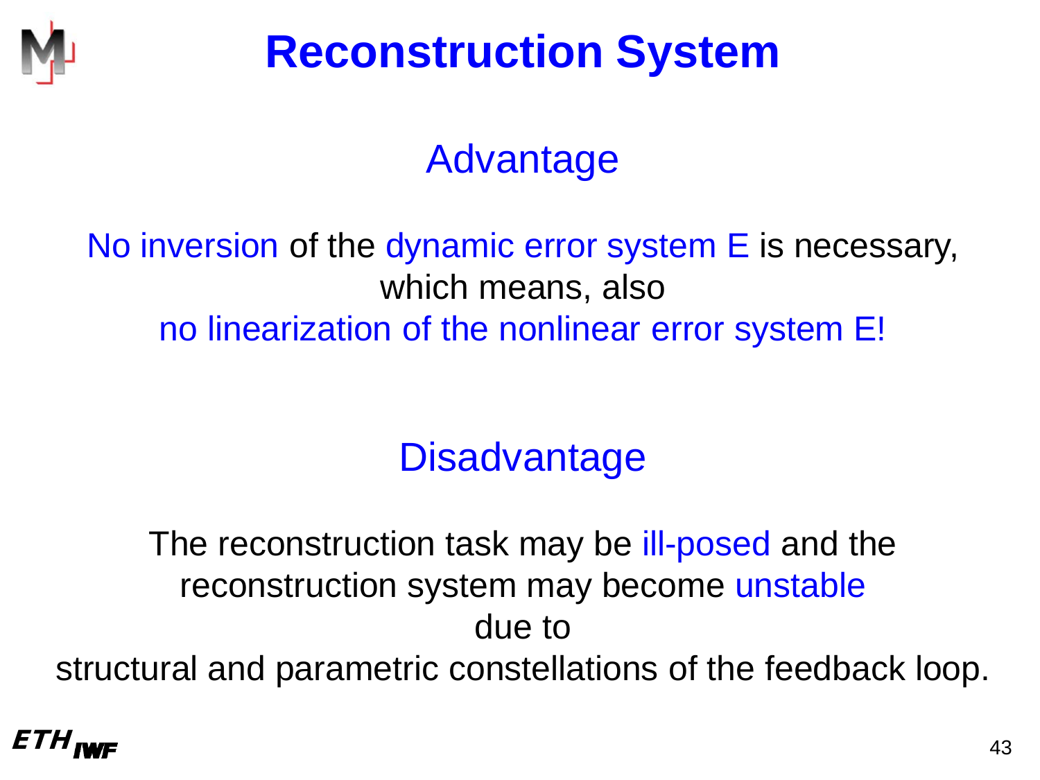# Reconstruction System

## Advantage

No inversion of the dynamic error system E is necessary, which means, also no linearization of the nonlinear error system E!

## Disadvantage

The reconstruction task may be ill-posed and the reconstruction system may become unstable due to structural and parametric constellations of the feedback loop.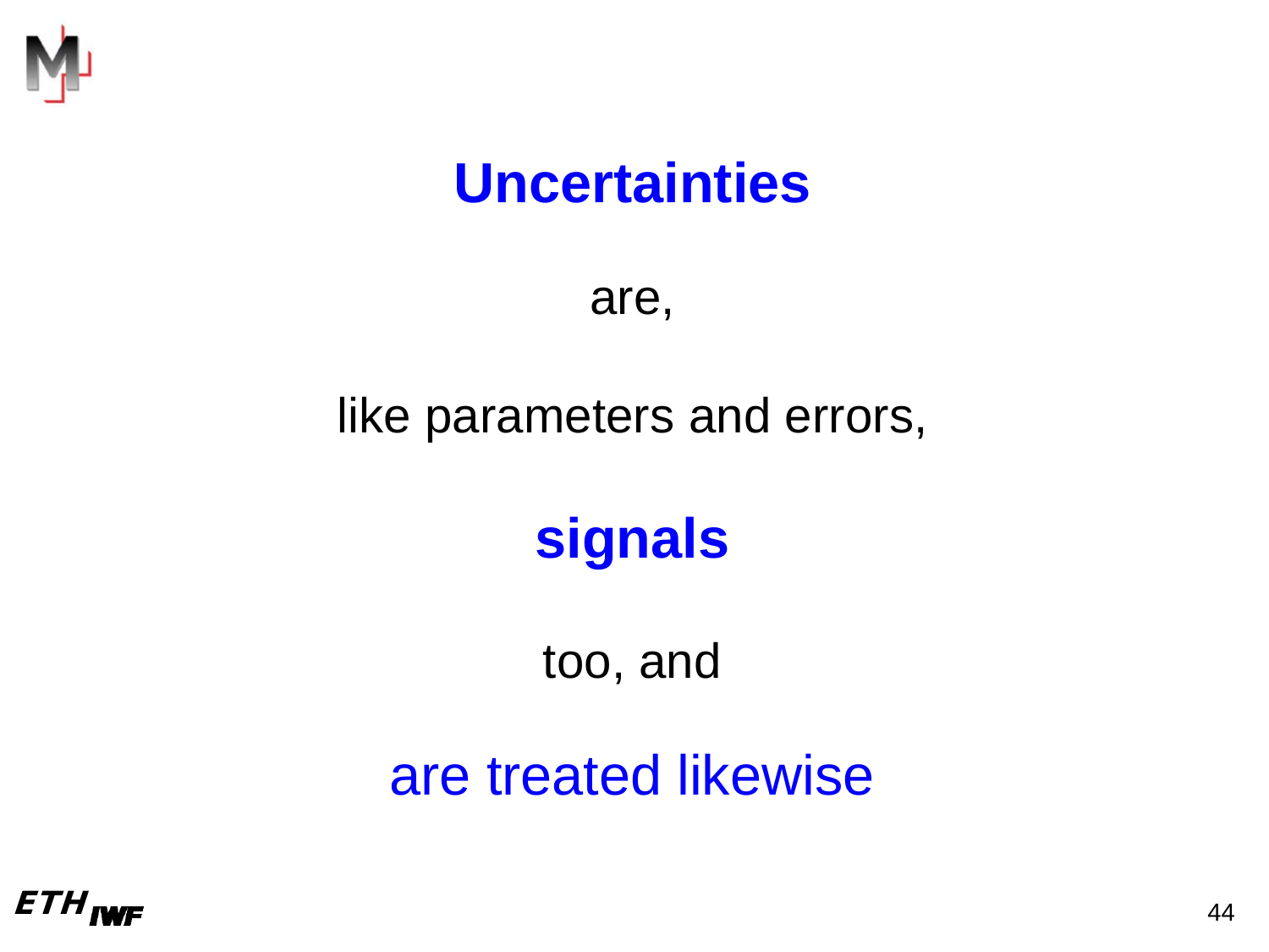# **Uncertainties**

are,

like parameters and errors,

**signals**

too, and

are treated likewise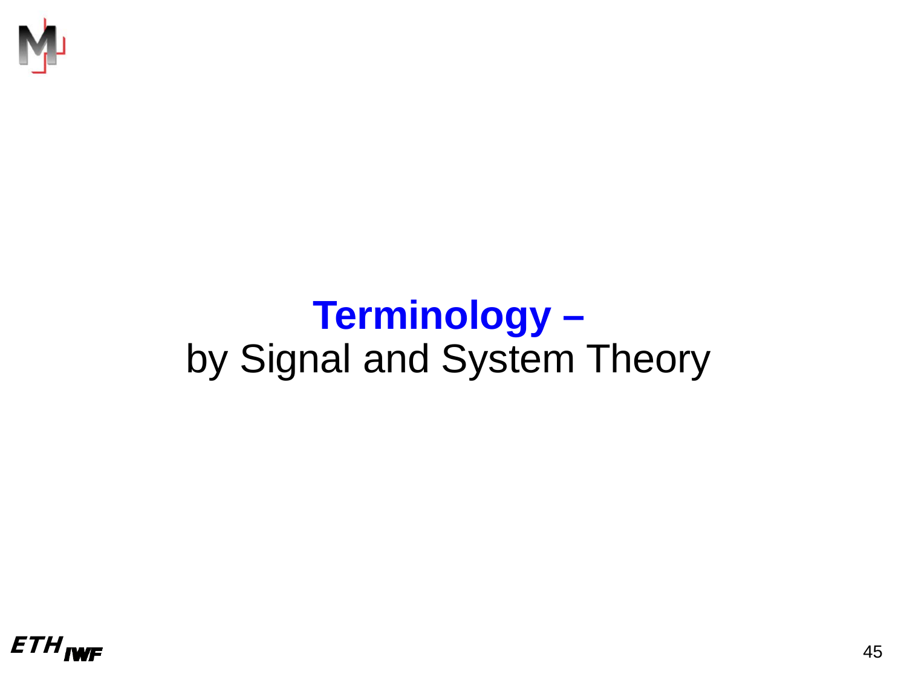# **Terminology –**
by Signal and System Theory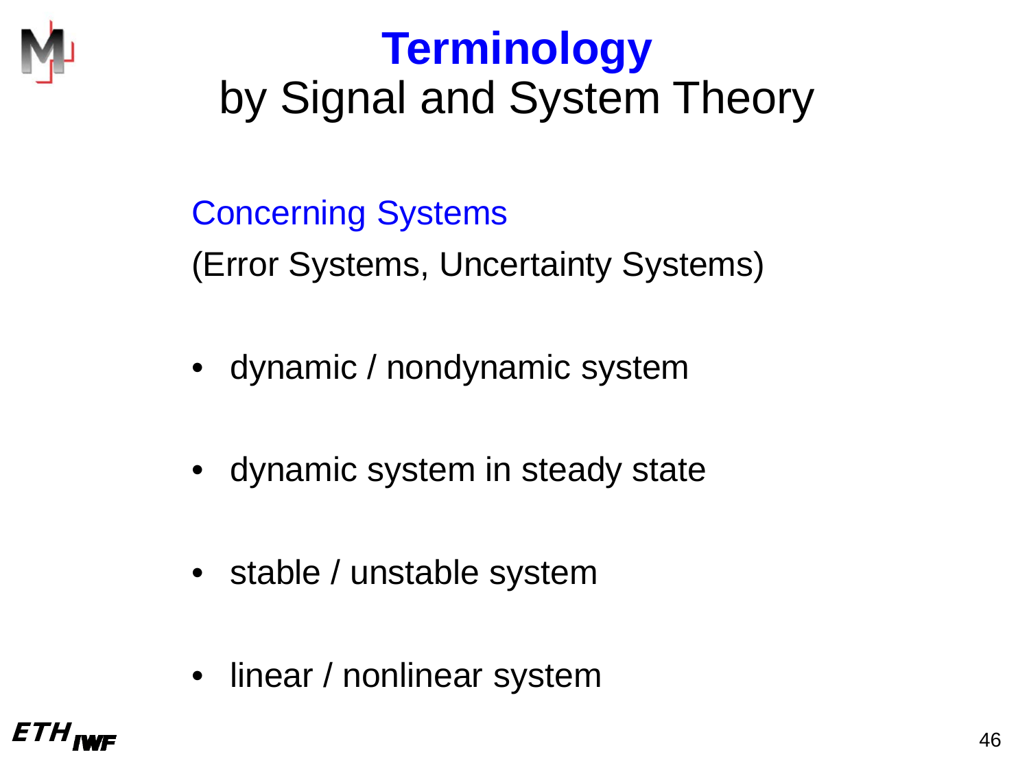# Terminology
## by Signal and System Theory

### Concerning Systems

(Error Systems, Uncertainty Systems)

- dynamic / nondynamic system
- dynamic system in steady state
- stable / unstable system
- linear / nonlinear system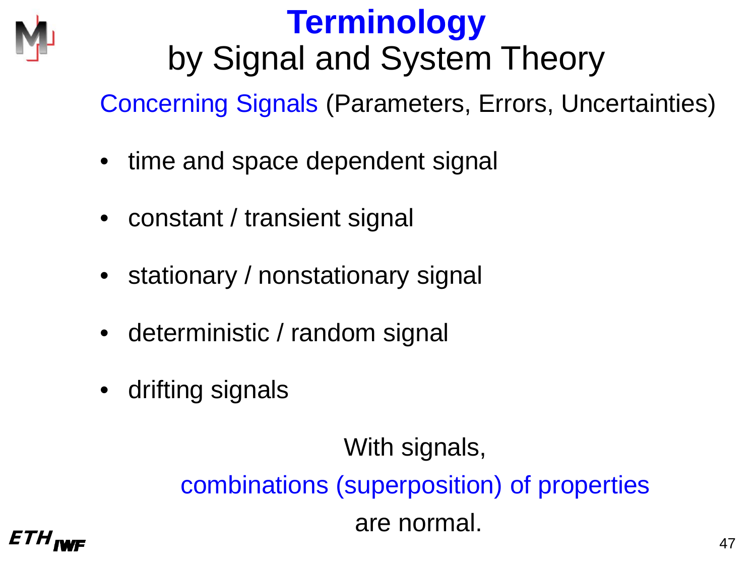# Terminology

## by Signal and System Theory

Concerning Signals (Parameters, Errors, Uncertainties)

- time and space dependent signal
- constant / transient signal
- stationary / nonstationary signal
- deterministic / random signal
- drifting signals

With signals,
combinations (superposition) of properties
are normal.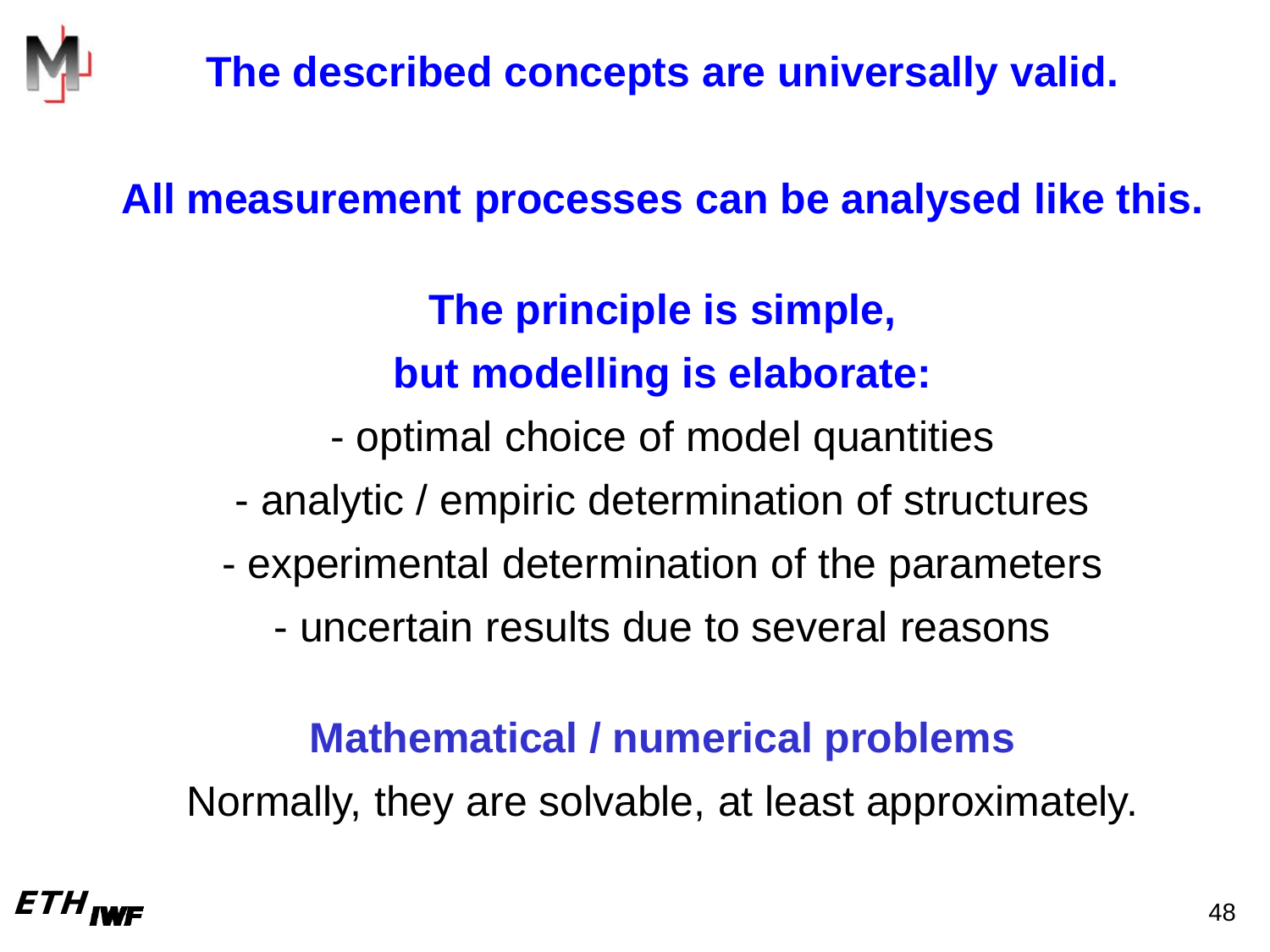## The described concepts are universally valid.

**All measurement processes can be analysed like this.**

**The principle is simple,**
**but modelling is elaborate:**

- optimal choice of model quantities
- analytic / empiric determination of structures
- experimental determination of the parameters
- uncertain results due to several reasons

**Mathematical / numerical problems**

Normally, they are solvable, at least approximately.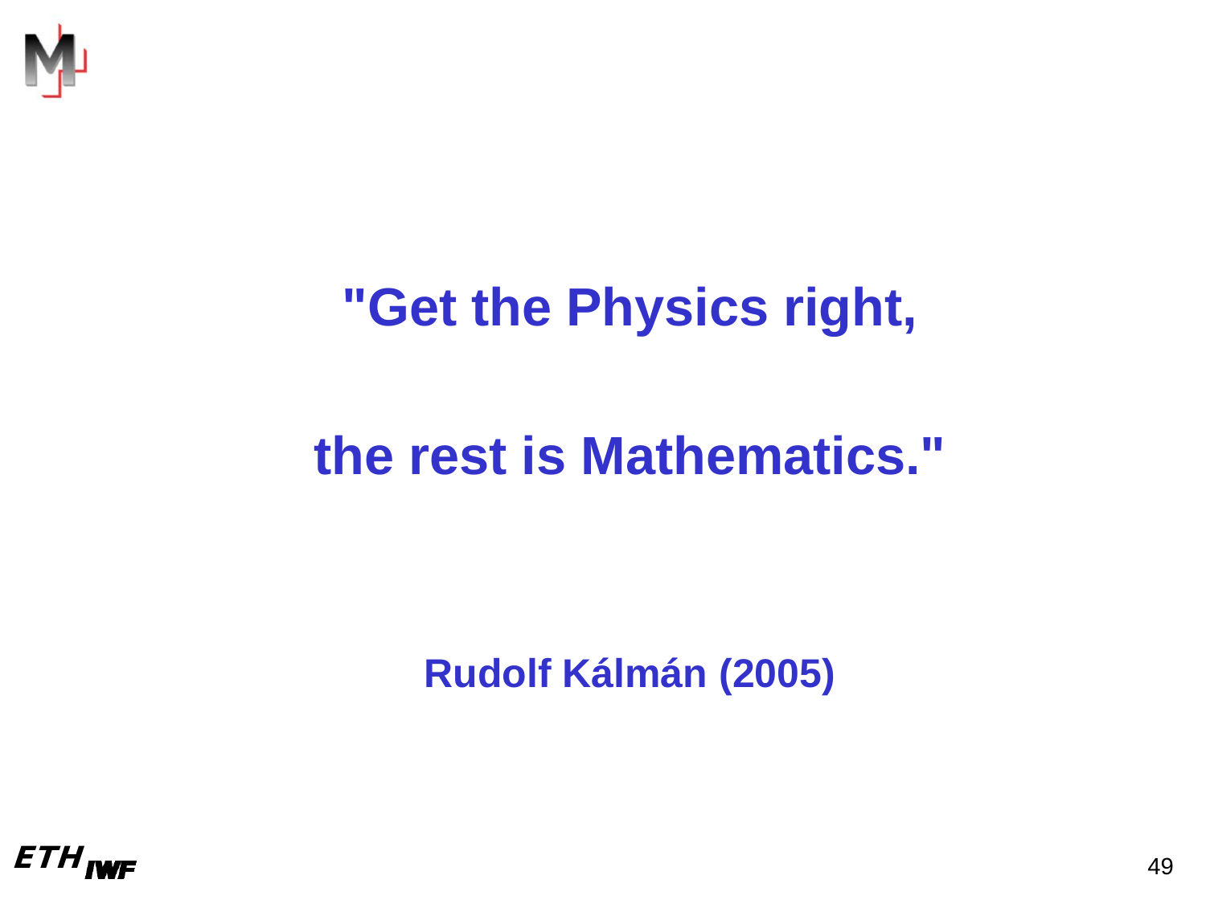**"Get the Physics right,**

**the rest is Mathematics."**

**Rudolf Kálmán (2005)**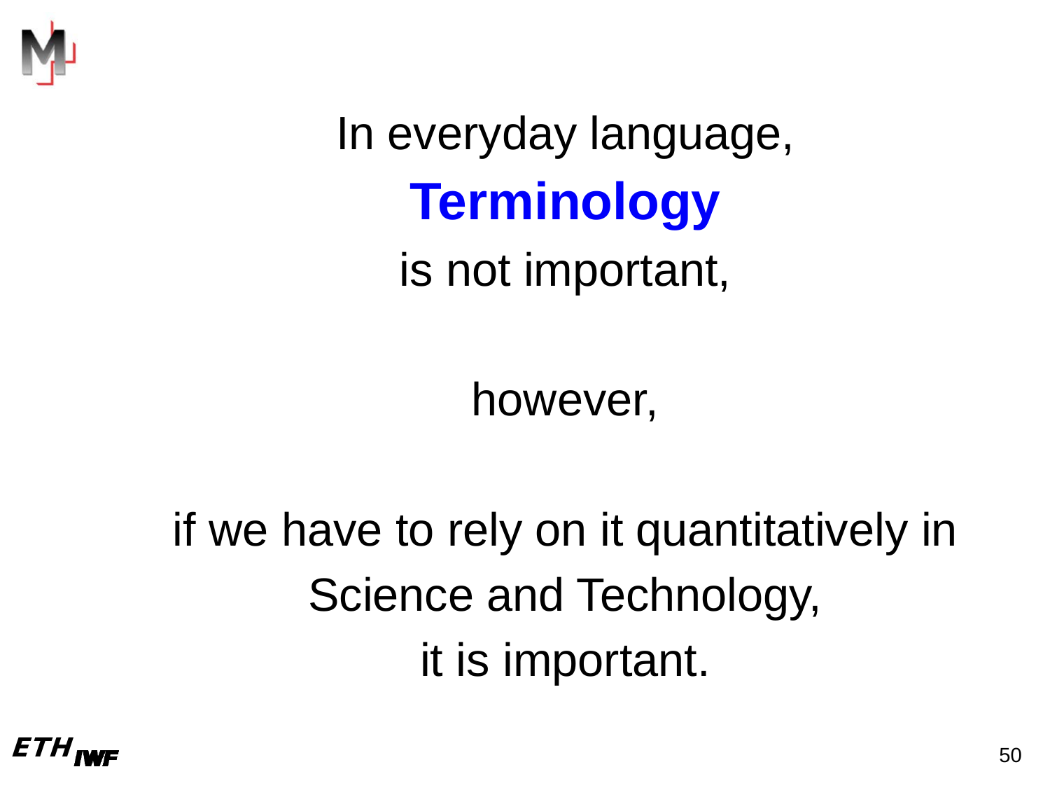In everyday language,

**Terminology**

is not important,

however,

if we have to rely on it quantitatively in Science and Technology,

it is important.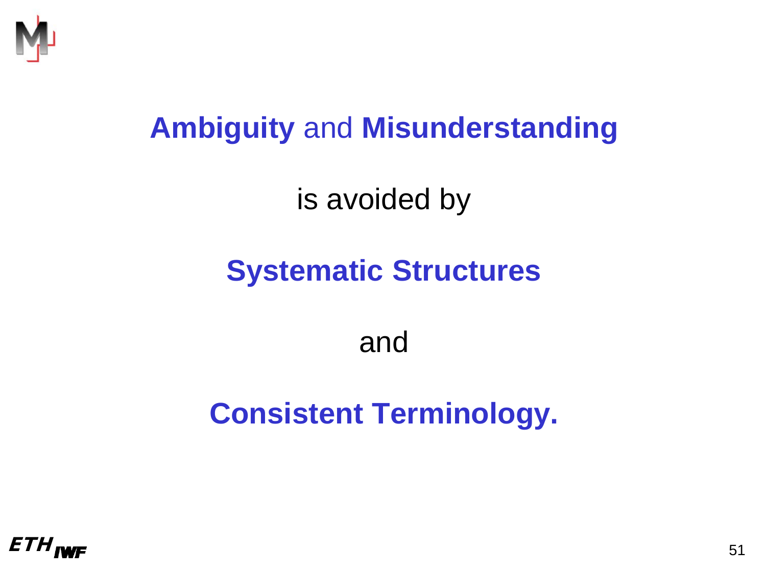**Ambiguity** and **Misunderstanding**

is avoided by

**Systematic Structures**

and

**Consistent Terminology.**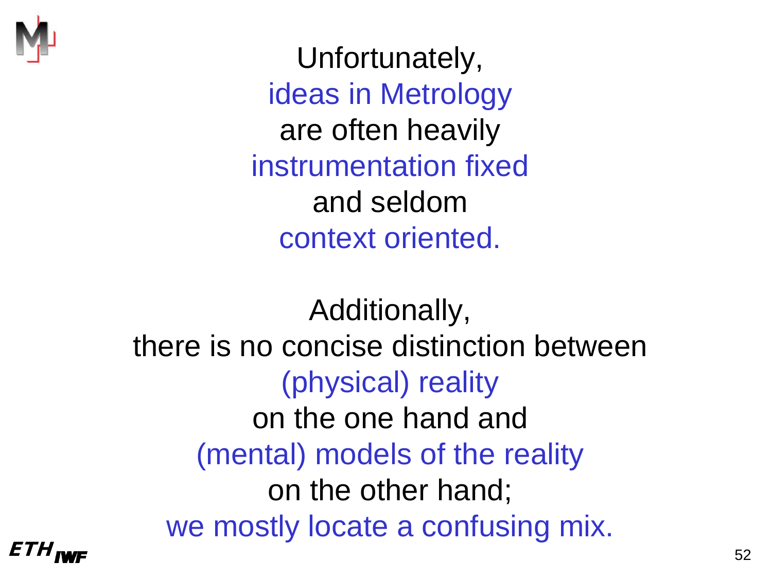Unfortunately,
ideas in Metrology
are often heavily
instrumentation fixed
and seldom
context oriented.

Additionally,
there is no concise distinction between
(physical) reality
on the one hand and
(mental) models of the reality
on the other hand;
we mostly locate a confusing mix.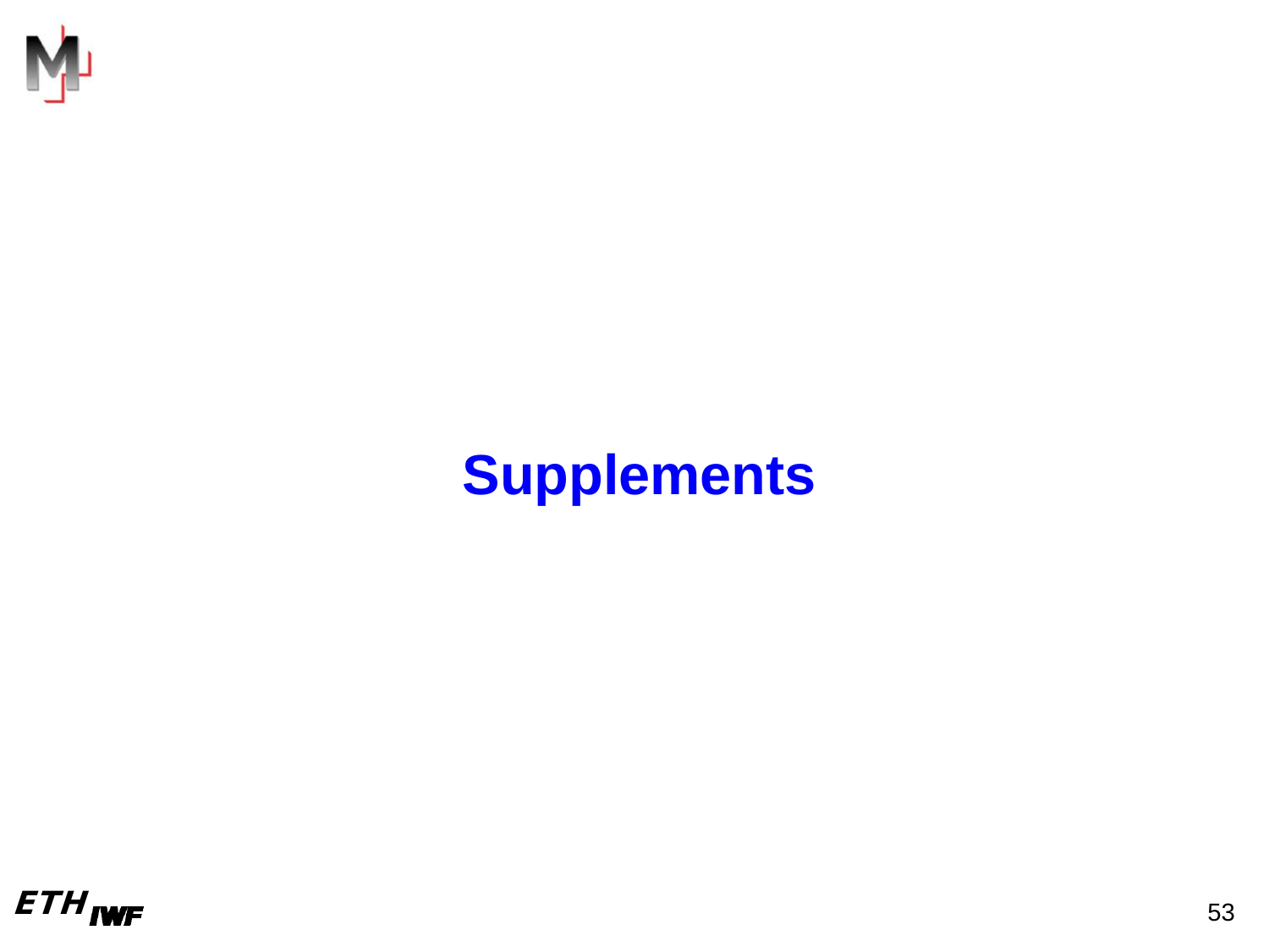# Supplements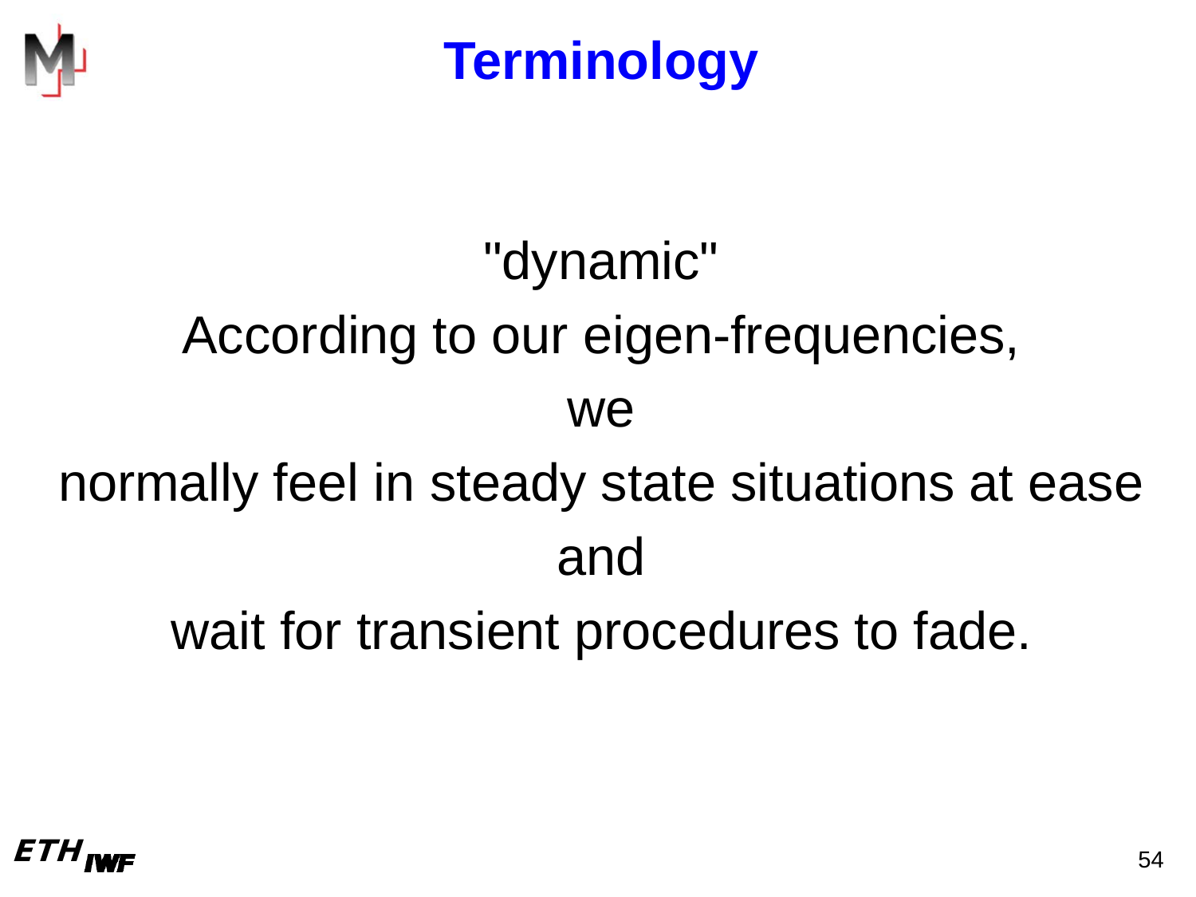# Terminology

"dynamic"

According to our eigen-frequencies,

we

normally feel in steady state situations at ease

and

wait for transient procedures to fade.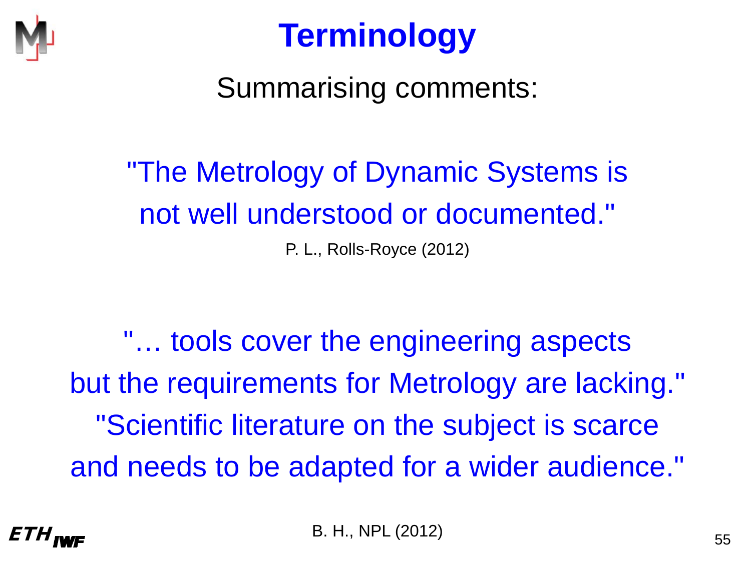# Terminology

Summarising comments:

"The Metrology of Dynamic Systems is not well understood or documented."

P. L., Rolls-Royce (2012)

"… tools cover the engineering aspects but the requirements for Metrology are lacking."
"Scientific literature on the subject is scarce and needs to be adapted for a wider audience."

B. H., NPL (2012)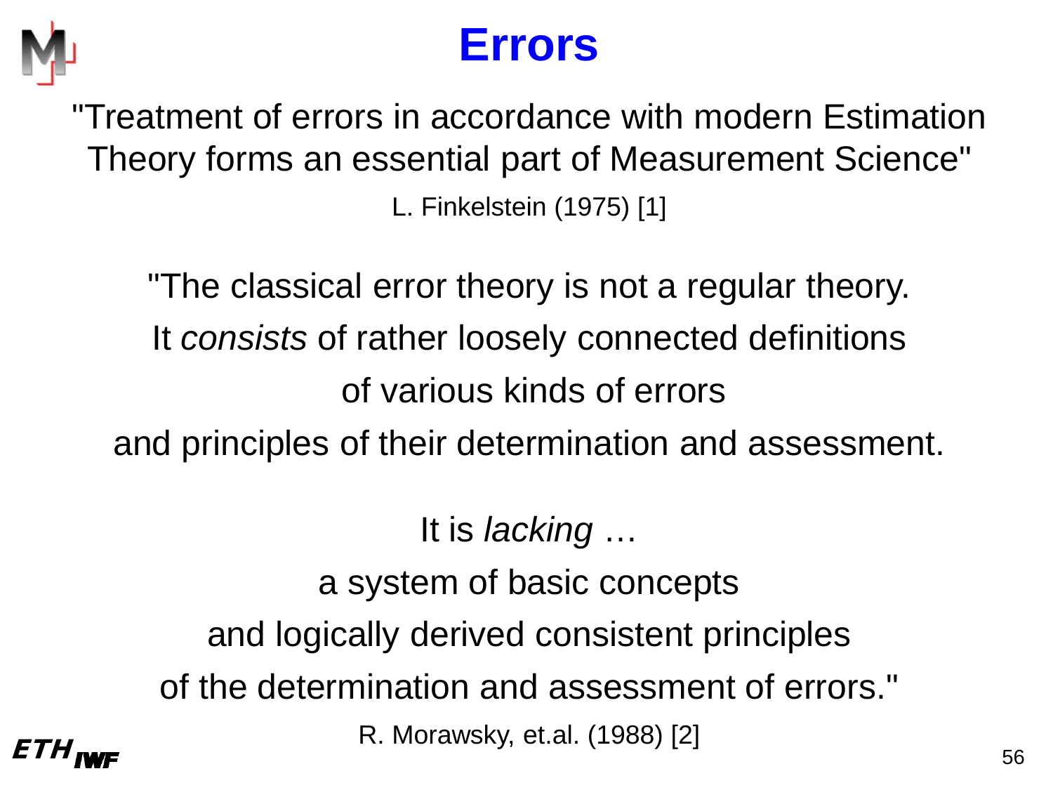# Errors

"Treatment of errors in accordance with modern Estimation Theory forms an essential part of Measurement Science"

L. Finkelstein (1975) [1]

"The classical error theory is not a regular theory.
It *consists* of rather loosely connected definitions
of various kinds of errors
and principles of their determination and assessment.

It is *lacking* …
a system of basic concepts
and logically derived consistent principles
of the determination and assessment of errors."

R. Morawsky, et.al. (1988) [2]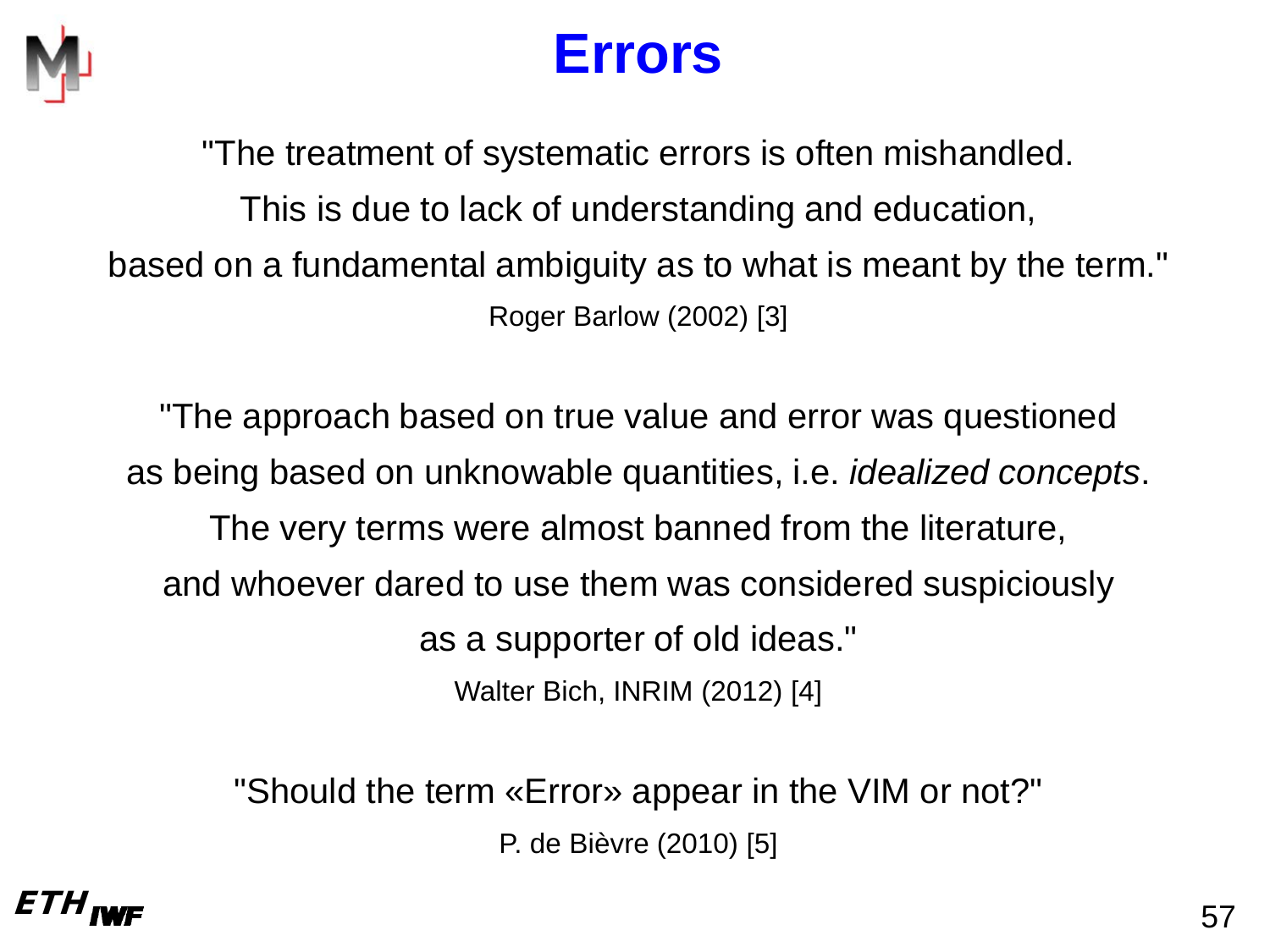# Errors

"The treatment of systematic errors is often mishandled.
This is due to lack of understanding and education,
based on a fundamental ambiguity as to what is meant by the term."

Roger Barlow (2002) [3]

"The approach based on true value and error was questioned
as being based on unknowable quantities, i.e. *idealized concepts*.
The very terms were almost banned from the literature,
and whoever dared to use them was considered suspiciously
as a supporter of old ideas."

Walter Bich, INRIM (2012) [4]

"Should the term «Error» appear in the VIM or not?"

P. de Bièvre (2010) [5]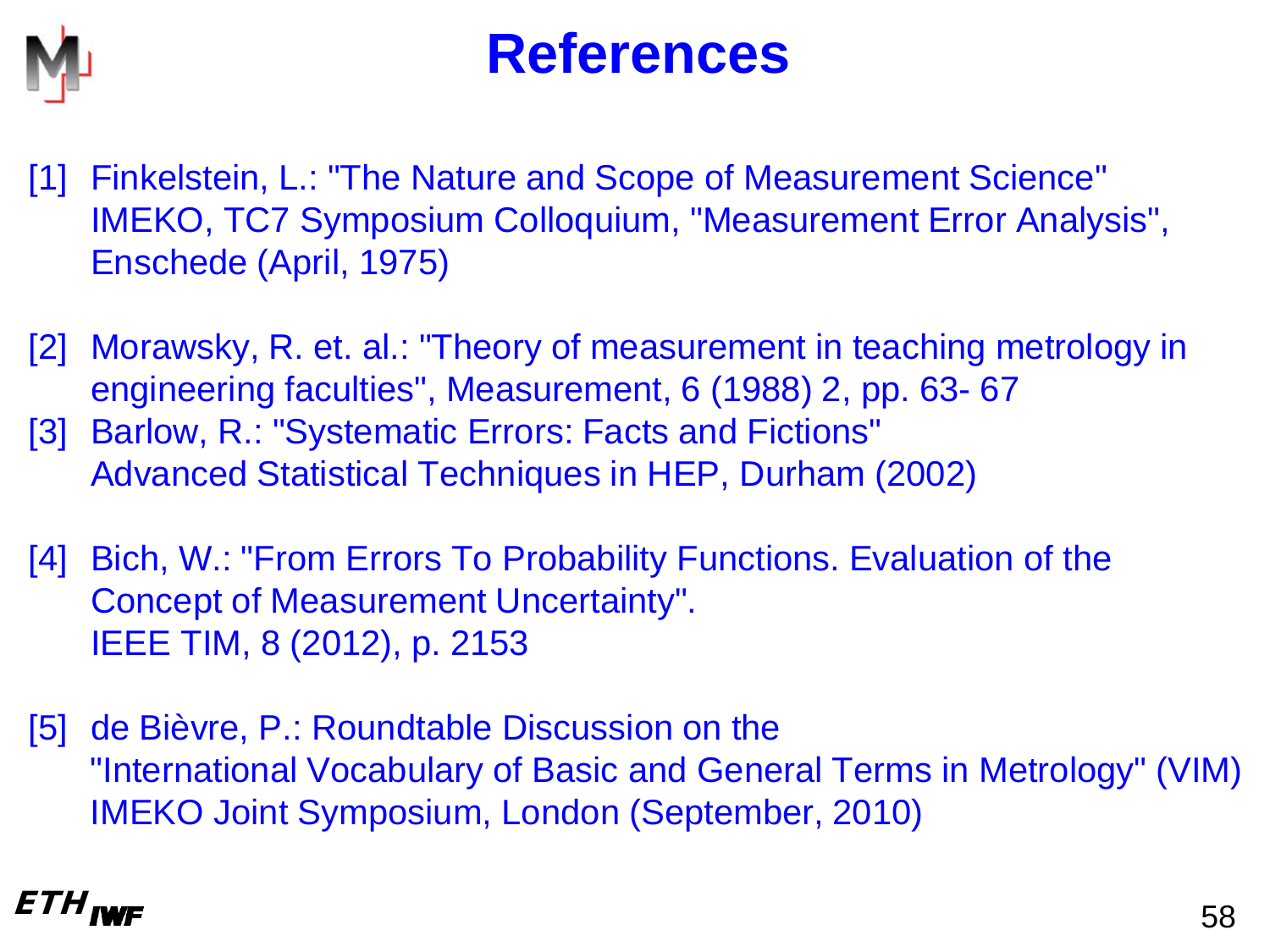# References

[1] Finkelstein, L.: "The Nature and Scope of Measurement Science"
IMEKO, TC7 Symposium Colloquium, "Measurement Error Analysis", Enschede (April, 1975)

[2] Morawsky, R. et. al.: "Theory of measurement in teaching metrology in engineering faculties", Measurement, 6 (1988) 2, pp. 63- 67

[3] Barlow, R.: "Systematic Errors: Facts and Fictions"
Advanced Statistical Techniques in HEP, Durham (2002)

[4] Bich, W.: "From Errors To Probability Functions. Evaluation of the Concept of Measurement Uncertainty".
IEEE TIM, 8 (2012), p. 2153

[5] de Bièvre, P.: Roundtable Discussion on the "International Vocabulary of Basic and General Terms in Metrology" (VIM)
IMEKO Joint Symposium, London (September, 2010)